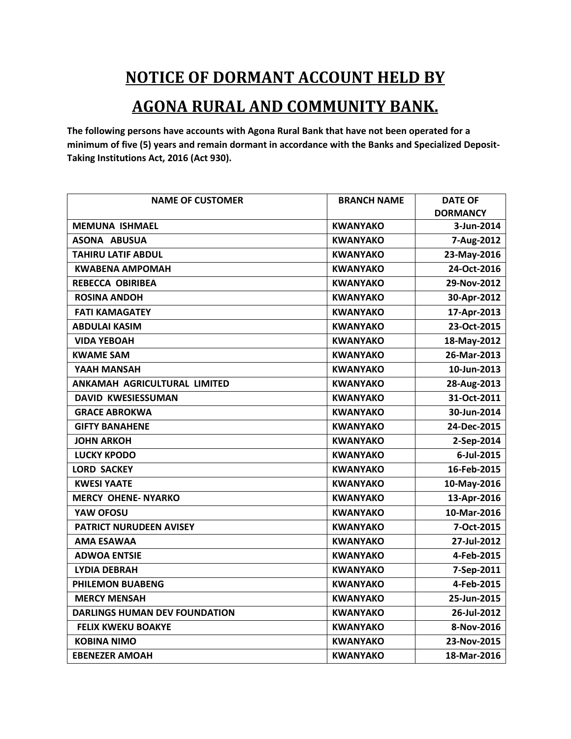# NOTICE OF DORMANT ACCOUNT HELD BY AGONA RURAL AND COMMUNITY BANK.

**The following persons have accounts with Agona Rural Bank that have not been operated for a minimum of five (5) years and remain dormant in accordance with the Banks and Specialized Deposit-Taking Institutions Act, 2016 (Act 930).**

| NAME OF CUSTOMER | BRANCH NAME | DATE OF DORMANCY |
|---|---|---|
| MEMUNA ISHMAEL | KWANYAKO | 3-Jun-2014 |
| ASONA ABUSUA | KWANYAKO | 7-Aug-2012 |
| TAHIRU LATIF ABDUL | KWANYAKO | 23-May-2016 |
| KWABENA AMPOMAH | KWANYAKO | 24-Oct-2016 |
| REBECCA OBIRIBEA | KWANYAKO | 29-Nov-2012 |
| ROSINA ANDOH | KWANYAKO | 30-Apr-2012 |
| FATI KAMAGATEY | KWANYAKO | 17-Apr-2013 |
| ABDULAI KASIM | KWANYAKO | 23-Oct-2015 |
| VIDA YEBOAH | KWANYAKO | 18-May-2012 |
| KWAME SAM | KWANYAKO | 26-Mar-2013 |
| YAAH MANSAH | KWANYAKO | 10-Jun-2013 |
| ANKAMAH AGRICULTURAL LIMITED | KWANYAKO | 28-Aug-2013 |
| DAVID KWESIESSUMAN | KWANYAKO | 31-Oct-2011 |
| GRACE ABROKWA | KWANYAKO | 30-Jun-2014 |
| GIFTY BANAHENE | KWANYAKO | 24-Dec-2015 |
| JOHN ARKOH | KWANYAKO | 2-Sep-2014 |
| LUCKY KPODO | KWANYAKO | 6-Jul-2015 |
| LORD SACKEY | KWANYAKO | 16-Feb-2015 |
| KWESI YAATE | KWANYAKO | 10-May-2016 |
| MERCY OHENE- NYARKO | KWANYAKO | 13-Apr-2016 |
| YAW OFOSU | KWANYAKO | 10-Mar-2016 |
| PATRICT NURUDEEN AVISEY | KWANYAKO | 7-Oct-2015 |
| AMA ESAWAA | KWANYAKO | 27-Jul-2012 |
| ADWOA ENTSIE | KWANYAKO | 4-Feb-2015 |
| LYDIA DEBRAH | KWANYAKO | 7-Sep-2011 |
| PHILEMON BUABENG | KWANYAKO | 4-Feb-2015 |
| MERCY MENSAH | KWANYAKO | 25-Jun-2015 |
| DARLINGS HUMAN DEV FOUNDATION | KWANYAKO | 26-Jul-2012 |
| FELIX KWEKU BOAKYE | KWANYAKO | 8-Nov-2016 |
| KOBINA NIMO | KWANYAKO | 23-Nov-2015 |
| EBENEZER AMOAH | KWANYAKO | 18-Mar-2016 |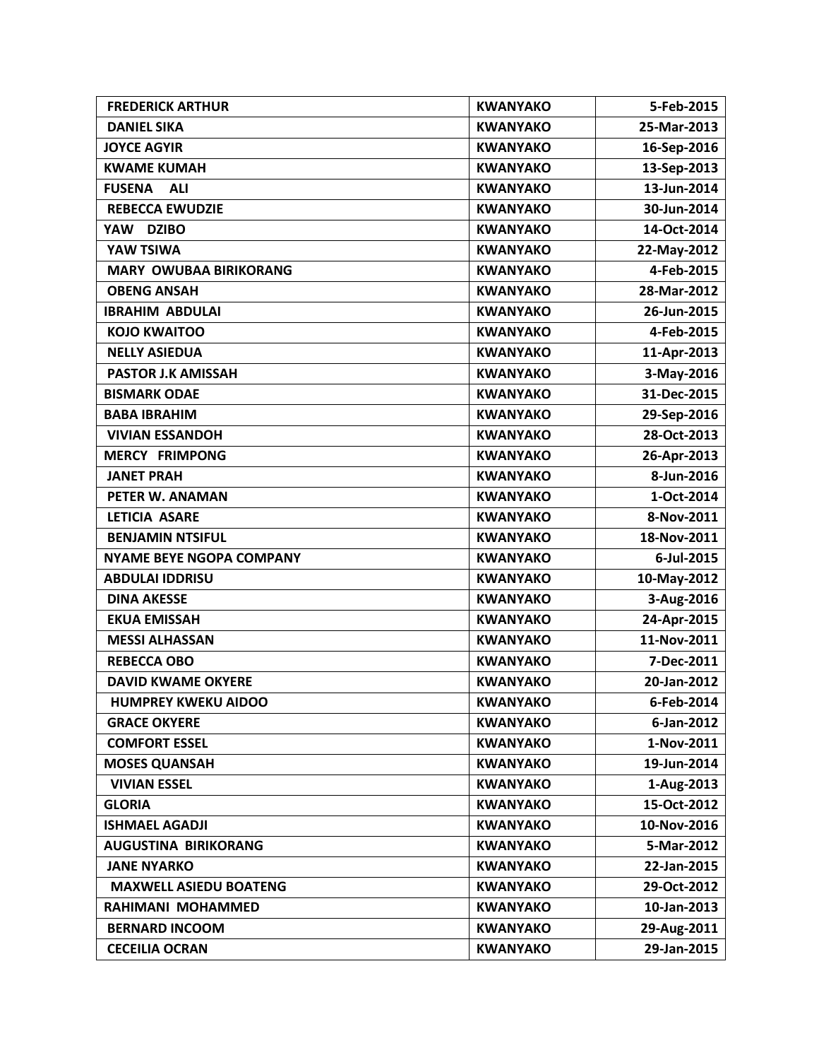| FREDERICK ARTHUR | KWANYAKO | 5-Feb-2015 |
|---|---|---|
| DANIEL SIKA | KWANYAKO | 25-Mar-2013 |
| JOYCE AGYIR | KWANYAKO | 16-Sep-2016 |
| KWAME KUMAH | KWANYAKO | 13-Sep-2013 |
| FUSENA ALI | KWANYAKO | 13-Jun-2014 |
| REBECCA EWUDZIE | KWANYAKO | 30-Jun-2014 |
| YAW DZIBO | KWANYAKO | 14-Oct-2014 |
| YAW TSIWA | KWANYAKO | 22-May-2012 |
| MARY OWUBAA BIRIKORANG | KWANYAKO | 4-Feb-2015 |
| OBENG ANSAH | KWANYAKO | 28-Mar-2012 |
| IBRAHIM ABDULAI | KWANYAKO | 26-Jun-2015 |
| KOJO KWAITOO | KWANYAKO | 4-Feb-2015 |
| NELLY ASIEDUA | KWANYAKO | 11-Apr-2013 |
| PASTOR J.K AMISSAH | KWANYAKO | 3-May-2016 |
| BISMARK ODAE | KWANYAKO | 31-Dec-2015 |
| BABA IBRAHIM | KWANYAKO | 29-Sep-2016 |
| VIVIAN ESSANDOH | KWANYAKO | 28-Oct-2013 |
| MERCY FRIMPONG | KWANYAKO | 26-Apr-2013 |
| JANET PRAH | KWANYAKO | 8-Jun-2016 |
| PETER W. ANAMAN | KWANYAKO | 1-Oct-2014 |
| LETICIA ASARE | KWANYAKO | 8-Nov-2011 |
| BENJAMIN NTSIFUL | KWANYAKO | 18-Nov-2011 |
| NYAME BEYE NGOPA COMPANY | KWANYAKO | 6-Jul-2015 |
| ABDULAI IDDRISU | KWANYAKO | 10-May-2012 |
| DINA AKESSE | KWANYAKO | 3-Aug-2016 |
| EKUA EMISSAH | KWANYAKO | 24-Apr-2015 |
| MESSI ALHASSAN | KWANYAKO | 11-Nov-2011 |
| REBECCA OBO | KWANYAKO | 7-Dec-2011 |
| DAVID KWAME OKYERE | KWANYAKO | 20-Jan-2012 |
| HUMPREY KWEKU AIDOO | KWANYAKO | 6-Feb-2014 |
| GRACE OKYERE | KWANYAKO | 6-Jan-2012 |
| COMFORT ESSEL | KWANYAKO | 1-Nov-2011 |
| MOSES QUANSAH | KWANYAKO | 19-Jun-2014 |
| VIVIAN ESSEL | KWANYAKO | 1-Aug-2013 |
| GLORIA | KWANYAKO | 15-Oct-2012 |
| ISHMAEL AGADJI | KWANYAKO | 10-Nov-2016 |
| AUGUSTINA BIRIKORANG | KWANYAKO | 5-Mar-2012 |
| JANE NYARKO | KWANYAKO | 22-Jan-2015 |
| MAXWELL ASIEDU BOATENG | KWANYAKO | 29-Oct-2012 |
| RAHIMANI MOHAMMED | KWANYAKO | 10-Jan-2013 |
| BERNARD INCOOM | KWANYAKO | 29-Aug-2011 |
| CECEILIA OCRAN | KWANYAKO | 29-Jan-2015 |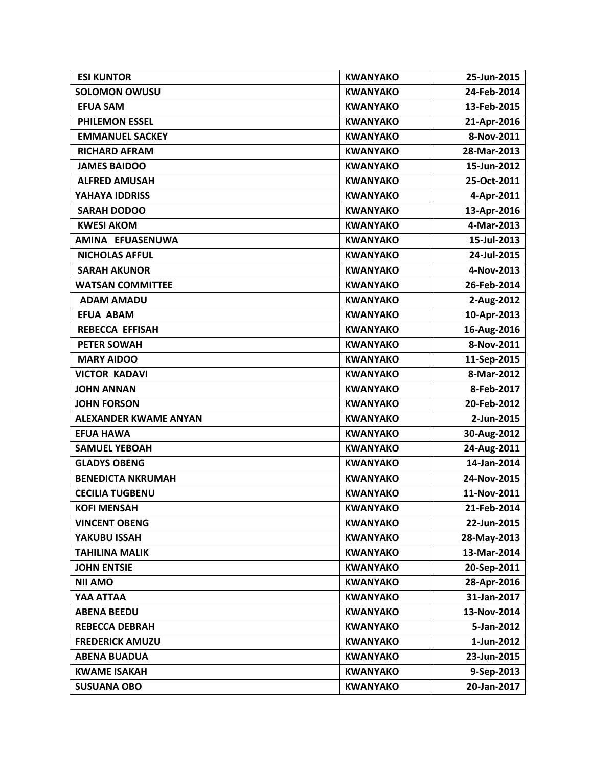| ESI KUNTOR | KWANYAKO | 25-Jun-2015 |
|---|---|---|
| SOLOMON OWUSU | KWANYAKO | 24-Feb-2014 |
| EFUA SAM | KWANYAKO | 13-Feb-2015 |
| PHILEMON ESSEL | KWANYAKO | 21-Apr-2016 |
| EMMANUEL SACKEY | KWANYAKO | 8-Nov-2011 |
| RICHARD AFRAM | KWANYAKO | 28-Mar-2013 |
| JAMES BAIDOO | KWANYAKO | 15-Jun-2012 |
| ALFRED AMUSAH | KWANYAKO | 25-Oct-2011 |
| YAHAYA IDDRISS | KWANYAKO | 4-Apr-2011 |
| SARAH DODOO | KWANYAKO | 13-Apr-2016 |
| KWESI AKOM | KWANYAKO | 4-Mar-2013 |
| AMINA EFUASENUWA | KWANYAKO | 15-Jul-2013 |
| NICHOLAS AFFUL | KWANYAKO | 24-Jul-2015 |
| SARAH AKUNOR | KWANYAKO | 4-Nov-2013 |
| WATSAN COMMITTEE | KWANYAKO | 26-Feb-2014 |
| ADAM AMADU | KWANYAKO | 2-Aug-2012 |
| EFUA ABAM | KWANYAKO | 10-Apr-2013 |
| REBECCA EFFISAH | KWANYAKO | 16-Aug-2016 |
| PETER SOWAH | KWANYAKO | 8-Nov-2011 |
| MARY AIDOO | KWANYAKO | 11-Sep-2015 |
| VICTOR KADAVI | KWANYAKO | 8-Mar-2012 |
| JOHN ANNAN | KWANYAKO | 8-Feb-2017 |
| JOHN FORSON | KWANYAKO | 20-Feb-2012 |
| ALEXANDER KWAME ANYAN | KWANYAKO | 2-Jun-2015 |
| EFUA HAWA | KWANYAKO | 30-Aug-2012 |
| SAMUEL YEBOAH | KWANYAKO | 24-Aug-2011 |
| GLADYS OBENG | KWANYAKO | 14-Jan-2014 |
| BENEDICTA NKRUMAH | KWANYAKO | 24-Nov-2015 |
| CECILIA TUGBENU | KWANYAKO | 11-Nov-2011 |
| KOFI MENSAH | KWANYAKO | 21-Feb-2014 |
| VINCENT OBENG | KWANYAKO | 22-Jun-2015 |
| YAKUBU ISSAH | KWANYAKO | 28-May-2013 |
| TAHILINA MALIK | KWANYAKO | 13-Mar-2014 |
| JOHN ENTSIE | KWANYAKO | 20-Sep-2011 |
| NII AMO | KWANYAKO | 28-Apr-2016 |
| YAA ATTAA | KWANYAKO | 31-Jan-2017 |
| ABENA BEEDU | KWANYAKO | 13-Nov-2014 |
| REBECCA DEBRAH | KWANYAKO | 5-Jan-2012 |
| FREDERICK AMUZU | KWANYAKO | 1-Jun-2012 |
| ABENA BUADUA | KWANYAKO | 23-Jun-2015 |
| KWAME ISAKAH | KWANYAKO | 9-Sep-2013 |
| SUSUANA OBO | KWANYAKO | 20-Jan-2017 |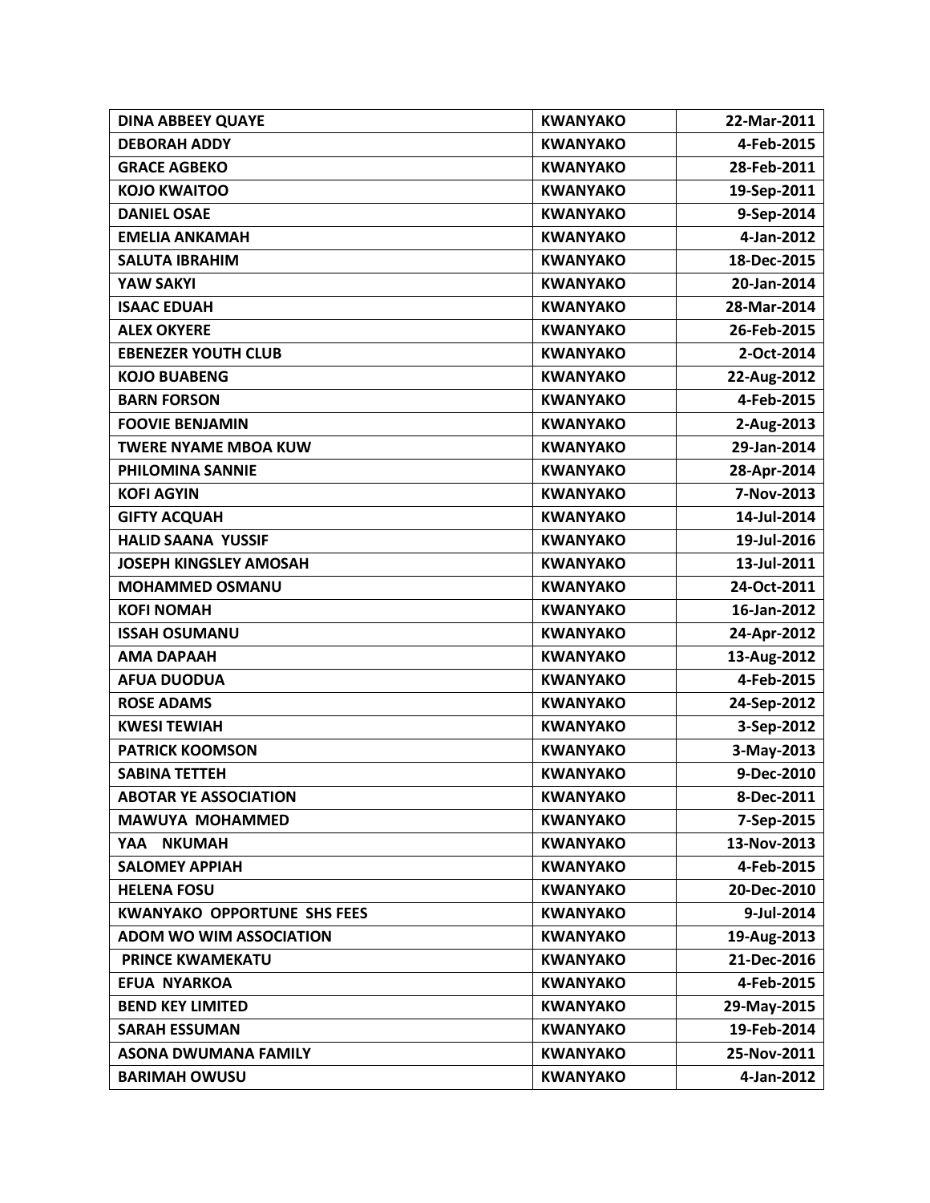| DINA ABBEEY QUAYE | KWANYAKO | 22-Mar-2011 |
|---|---|---|
| DEBORAH ADDY | KWANYAKO | 4-Feb-2015 |
| GRACE AGBEKO | KWANYAKO | 28-Feb-2011 |
| KOJO KWAITOO | KWANYAKO | 19-Sep-2011 |
| DANIEL OSAE | KWANYAKO | 9-Sep-2014 |
| EMELIA ANKAMAH | KWANYAKO | 4-Jan-2012 |
| SALUTA IBRAHIM | KWANYAKO | 18-Dec-2015 |
| YAW SAKYI | KWANYAKO | 20-Jan-2014 |
| ISAAC EDUAH | KWANYAKO | 28-Mar-2014 |
| ALEX OKYERE | KWANYAKO | 26-Feb-2015 |
| EBENEZER YOUTH CLUB | KWANYAKO | 2-Oct-2014 |
| KOJO BUABENG | KWANYAKO | 22-Aug-2012 |
| BARN FORSON | KWANYAKO | 4-Feb-2015 |
| FOOVIE BENJAMIN | KWANYAKO | 2-Aug-2013 |
| TWERE NYAME MBOA KUW | KWANYAKO | 29-Jan-2014 |
| PHILOMINA SANNIE | KWANYAKO | 28-Apr-2014 |
| KOFI AGYIN | KWANYAKO | 7-Nov-2013 |
| GIFTY ACQUAH | KWANYAKO | 14-Jul-2014 |
| HALID SAANA YUSSIF | KWANYAKO | 19-Jul-2016 |
| JOSEPH KINGSLEY AMOSAH | KWANYAKO | 13-Jul-2011 |
| MOHAMMED OSMANU | KWANYAKO | 24-Oct-2011 |
| KOFI NOMAH | KWANYAKO | 16-Jan-2012 |
| ISSAH OSUMANU | KWANYAKO | 24-Apr-2012 |
| AMA DAPAAH | KWANYAKO | 13-Aug-2012 |
| AFUA DUODUA | KWANYAKO | 4-Feb-2015 |
| ROSE ADAMS | KWANYAKO | 24-Sep-2012 |
| KWESI TEWIAH | KWANYAKO | 3-Sep-2012 |
| PATRICK KOOMSON | KWANYAKO | 3-May-2013 |
| SABINA TETTEH | KWANYAKO | 9-Dec-2010 |
| ABOTAR YE ASSOCIATION | KWANYAKO | 8-Dec-2011 |
| MAWUYA MOHAMMED | KWANYAKO | 7-Sep-2015 |
| YAA NKUMAH | KWANYAKO | 13-Nov-2013 |
| SALOMEY APPIAH | KWANYAKO | 4-Feb-2015 |
| HELENA FOSU | KWANYAKO | 20-Dec-2010 |
| KWANYAKO OPPORTUNE SHS FEES | KWANYAKO | 9-Jul-2014 |
| ADOM WO WIM ASSOCIATION | KWANYAKO | 19-Aug-2013 |
| PRINCE KWAMEKATU | KWANYAKO | 21-Dec-2016 |
| EFUA NYARKOA | KWANYAKO | 4-Feb-2015 |
| BEND KEY LIMITED | KWANYAKO | 29-May-2015 |
| SARAH ESSUMAN | KWANYAKO | 19-Feb-2014 |
| ASONA DWUMANA FAMILY | KWANYAKO | 25-Nov-2011 |
| BARIMAH OWUSU | KWANYAKO | 4-Jan-2012 |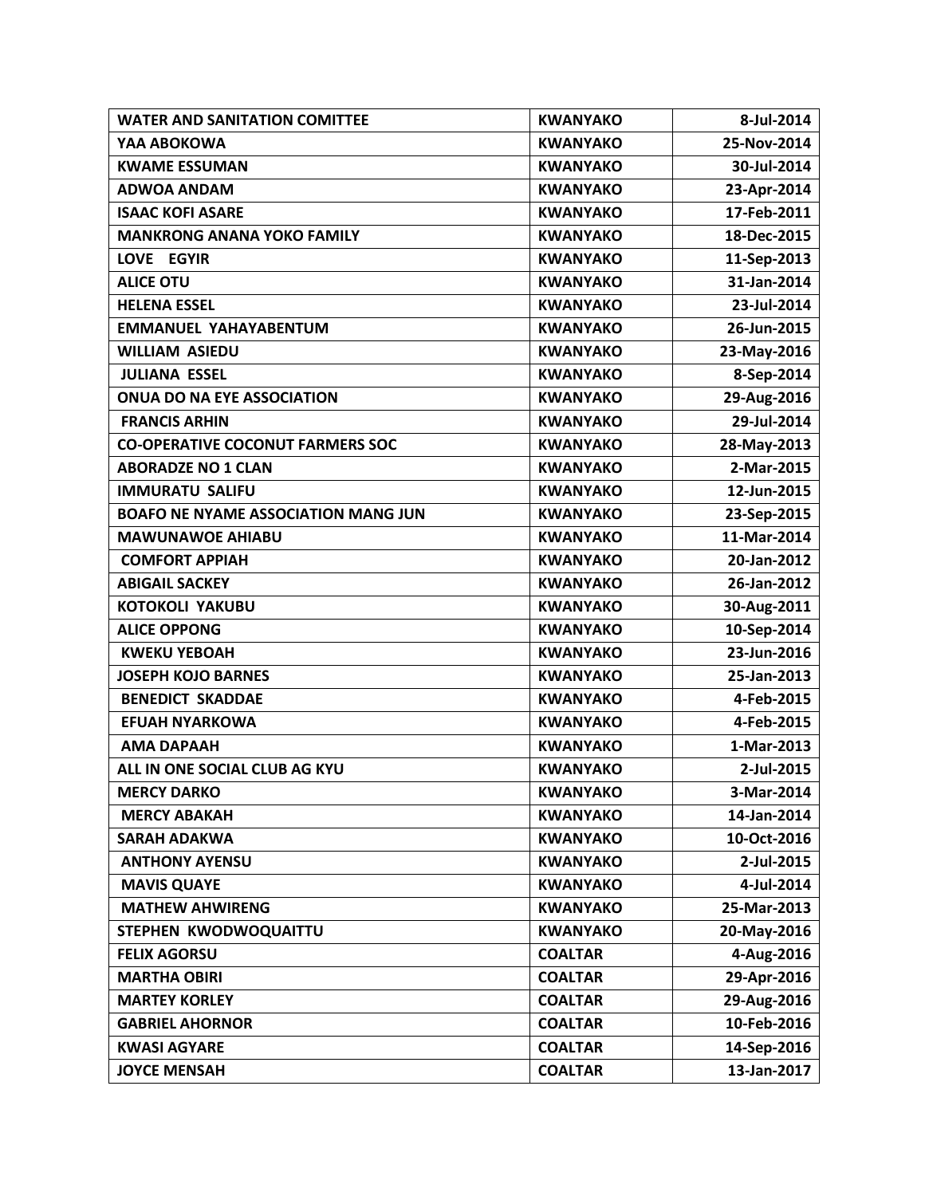| WATER AND SANITATION COMITTEE | KWANYAKO | 8-Jul-2014 |
|---|---|---|
| YAA ABOKOWA | KWANYAKO | 25-Nov-2014 |
| KWAME ESSUMAN | KWANYAKO | 30-Jul-2014 |
| ADWOA ANDAM | KWANYAKO | 23-Apr-2014 |
| ISAAC KOFI ASARE | KWANYAKO | 17-Feb-2011 |
| MANKRONG ANANA YOKO FAMILY | KWANYAKO | 18-Dec-2015 |
| LOVE EGYIR | KWANYAKO | 11-Sep-2013 |
| ALICE OTU | KWANYAKO | 31-Jan-2014 |
| HELENA ESSEL | KWANYAKO | 23-Jul-2014 |
| EMMANUEL YAHAYABENTUM | KWANYAKO | 26-Jun-2015 |
| WILLIAM ASIEDU | KWANYAKO | 23-May-2016 |
| JULIANA ESSEL | KWANYAKO | 8-Sep-2014 |
| ONUA DO NA EYE ASSOCIATION | KWANYAKO | 29-Aug-2016 |
| FRANCIS ARHIN | KWANYAKO | 29-Jul-2014 |
| CO-OPERATIVE COCONUT FARMERS SOC | KWANYAKO | 28-May-2013 |
| ABORADZE NO 1 CLAN | KWANYAKO | 2-Mar-2015 |
| IMMURATU SALIFU | KWANYAKO | 12-Jun-2015 |
| BOAFO NE NYAME ASSOCIATION MANG JUN | KWANYAKO | 23-Sep-2015 |
| MAWUNAWOE AHIABU | KWANYAKO | 11-Mar-2014 |
| COMFORT APPIAH | KWANYAKO | 20-Jan-2012 |
| ABIGAIL SACKEY | KWANYAKO | 26-Jan-2012 |
| KOTOKOLI YAKUBU | KWANYAKO | 30-Aug-2011 |
| ALICE OPPONG | KWANYAKO | 10-Sep-2014 |
| KWEKU YEBOAH | KWANYAKO | 23-Jun-2016 |
| JOSEPH KOJO BARNES | KWANYAKO | 25-Jan-2013 |
| BENEDICT SKADDAE | KWANYAKO | 4-Feb-2015 |
| EFUAH NYARKOWA | KWANYAKO | 4-Feb-2015 |
| AMA DAPAAH | KWANYAKO | 1-Mar-2013 |
| ALL IN ONE SOCIAL CLUB AG KYU | KWANYAKO | 2-Jul-2015 |
| MERCY DARKO | KWANYAKO | 3-Mar-2014 |
| MERCY ABAKAH | KWANYAKO | 14-Jan-2014 |
| SARAH ADAKWA | KWANYAKO | 10-Oct-2016 |
| ANTHONY AYENSU | KWANYAKO | 2-Jul-2015 |
| MAVIS QUAYE | KWANYAKO | 4-Jul-2014 |
| MATHEW AHWIRENG | KWANYAKO | 25-Mar-2013 |
| STEPHEN KWODWOQUAITTU | KWANYAKO | 20-May-2016 |
| FELIX AGORSU | COALTAR | 4-Aug-2016 |
| MARTHA OBIRI | COALTAR | 29-Apr-2016 |
| MARTEY KORLEY | COALTAR | 29-Aug-2016 |
| GABRIEL AHORNOR | COALTAR | 10-Feb-2016 |
| KWASI AGYARE | COALTAR | 14-Sep-2016 |
| JOYCE MENSAH | COALTAR | 13-Jan-2017 |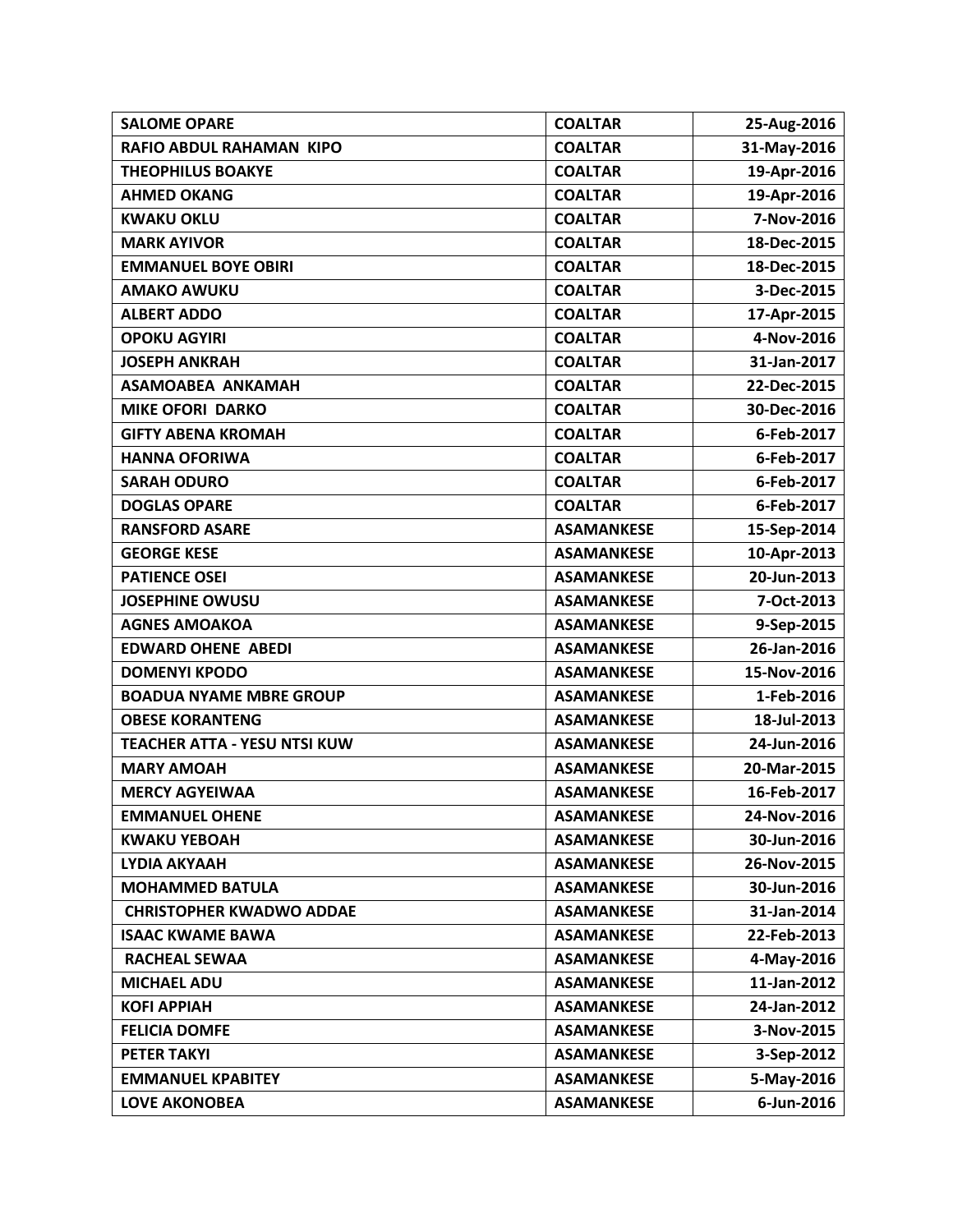| | | |
|---|---|---|
| **SALOME OPARE** | **COALTAR** | **25-Aug-2016** |
| **RAFIO ABDUL RAHAMAN KIPO** | **COALTAR** | **31-May-2016** |
| **THEOPHILUS BOAKYE** | **COALTAR** | **19-Apr-2016** |
| **AHMED OKANG** | **COALTAR** | **19-Apr-2016** |
| **KWAKU OKLU** | **COALTAR** | **7-Nov-2016** |
| **MARK AYIVOR** | **COALTAR** | **18-Dec-2015** |
| **EMMANUEL BOYE OBIRI** | **COALTAR** | **18-Dec-2015** |
| **AMAKO AWUKU** | **COALTAR** | **3-Dec-2015** |
| **ALBERT ADDO** | **COALTAR** | **17-Apr-2015** |
| **OPOKU AGYIRI** | **COALTAR** | **4-Nov-2016** |
| **JOSEPH ANKRAH** | **COALTAR** | **31-Jan-2017** |
| **ASAMOABEA ANKAMAH** | **COALTAR** | **22-Dec-2015** |
| **MIKE OFORI DARKO** | **COALTAR** | **30-Dec-2016** |
| **GIFTY ABENA KROMAH** | **COALTAR** | **6-Feb-2017** |
| **HANNA OFORIWA** | **COALTAR** | **6-Feb-2017** |
| **SARAH ODURO** | **COALTAR** | **6-Feb-2017** |
| **DOGLAS OPARE** | **COALTAR** | **6-Feb-2017** |
| **RANSFORD ASARE** | **ASAMANKESE** | **15-Sep-2014** |
| **GEORGE KESE** | **ASAMANKESE** | **10-Apr-2013** |
| **PATIENCE OSEI** | **ASAMANKESE** | **20-Jun-2013** |
| **JOSEPHINE OWUSU** | **ASAMANKESE** | **7-Oct-2013** |
| **AGNES AMOAKOA** | **ASAMANKESE** | **9-Sep-2015** |
| **EDWARD OHENE ABEDI** | **ASAMANKESE** | **26-Jan-2016** |
| **DOMENYI KPODO** | **ASAMANKESE** | **15-Nov-2016** |
| **BOADUA NYAME MBRE GROUP** | **ASAMANKESE** | **1-Feb-2016** |
| **OBESE KORANTENG** | **ASAMANKESE** | **18-Jul-2013** |
| **TEACHER ATTA - YESU NTSI KUW** | **ASAMANKESE** | **24-Jun-2016** |
| **MARY AMOAH** | **ASAMANKESE** | **20-Mar-2015** |
| **MERCY AGYEIWAA** | **ASAMANKESE** | **16-Feb-2017** |
| **EMMANUEL OHENE** | **ASAMANKESE** | **24-Nov-2016** |
| **KWAKU YEBOAH** | **ASAMANKESE** | **30-Jun-2016** |
| **LYDIA AKYAAH** | **ASAMANKESE** | **26-Nov-2015** |
| **MOHAMMED BATULA** | **ASAMANKESE** | **30-Jun-2016** |
| **CHRISTOPHER KWADWO ADDAE** | **ASAMANKESE** | **31-Jan-2014** |
| **ISAAC KWAME BAWA** | **ASAMANKESE** | **22-Feb-2013** |
| **RACHEAL SEWAA** | **ASAMANKESE** | **4-May-2016** |
| **MICHAEL ADU** | **ASAMANKESE** | **11-Jan-2012** |
| **KOFI APPIAH** | **ASAMANKESE** | **24-Jan-2012** |
| **FELICIA DOMFE** | **ASAMANKESE** | **3-Nov-2015** |
| **PETER TAKYI** | **ASAMANKESE** | **3-Sep-2012** |
| **EMMANUEL KPABITEY** | **ASAMANKESE** | **5-May-2016** |
| **LOVE AKONOBEA** | **ASAMANKESE** | **6-Jun-2016** |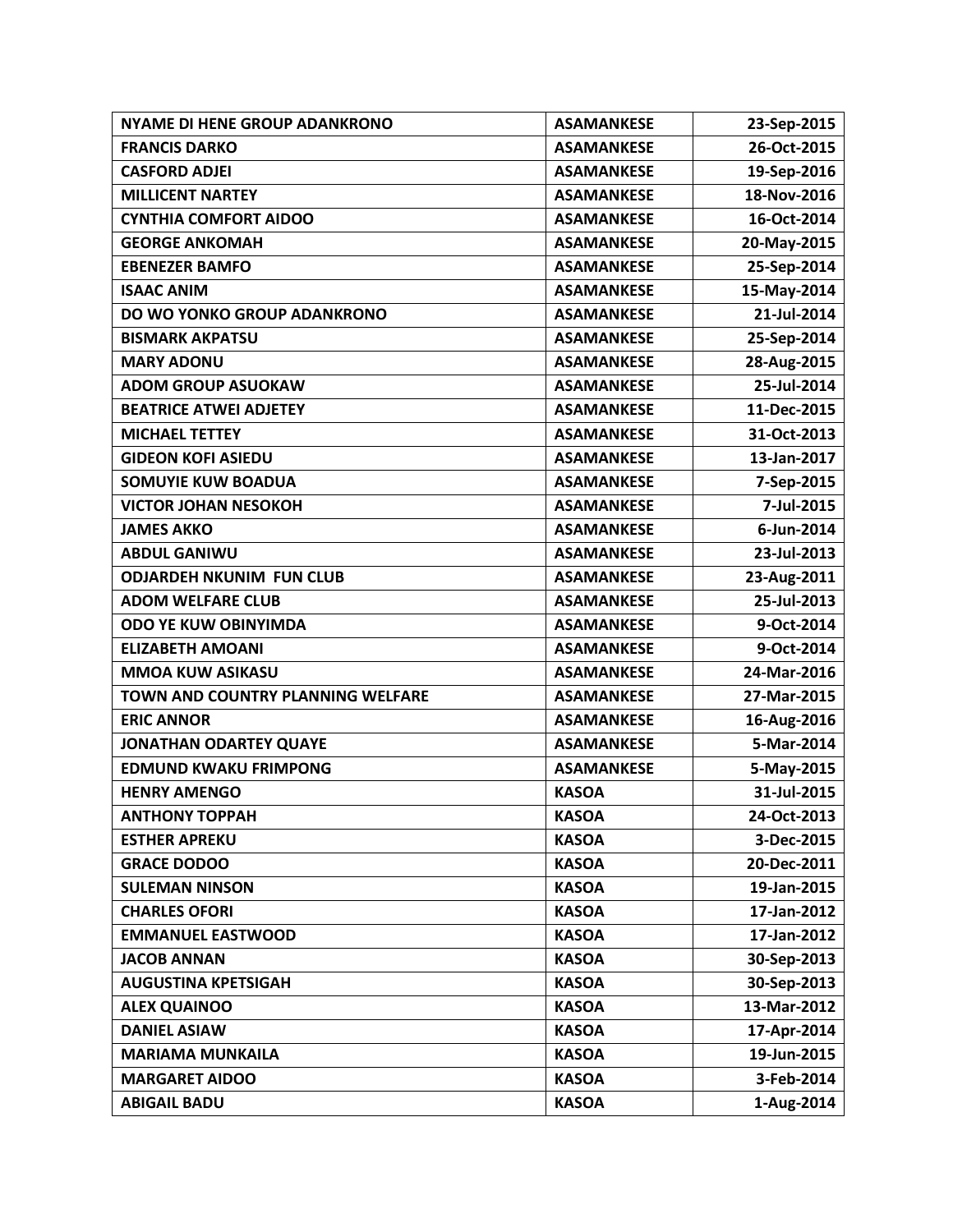| NYAME DI HENE GROUP ADANKRONO | ASAMANKESE | 23-Sep-2015 |
|---|---|---|
| FRANCIS DARKO | ASAMANKESE | 26-Oct-2015 |
| CASFORD ADJEI | ASAMANKESE | 19-Sep-2016 |
| MILLICENT NARTEY | ASAMANKESE | 18-Nov-2016 |
| CYNTHIA COMFORT AIDOO | ASAMANKESE | 16-Oct-2014 |
| GEORGE ANKOMAH | ASAMANKESE | 20-May-2015 |
| EBENEZER BAMFO | ASAMANKESE | 25-Sep-2014 |
| ISAAC ANIM | ASAMANKESE | 15-May-2014 |
| DO WO YONKO GROUP ADANKRONO | ASAMANKESE | 21-Jul-2014 |
| BISMARK AKPATSU | ASAMANKESE | 25-Sep-2014 |
| MARY ADONU | ASAMANKESE | 28-Aug-2015 |
| ADOM GROUP ASUOKAW | ASAMANKESE | 25-Jul-2014 |
| BEATRICE ATWEI ADJETEY | ASAMANKESE | 11-Dec-2015 |
| MICHAEL TETTEY | ASAMANKESE | 31-Oct-2013 |
| GIDEON KOFI ASIEDU | ASAMANKESE | 13-Jan-2017 |
| SOMUYIE KUW BOADUA | ASAMANKESE | 7-Sep-2015 |
| VICTOR JOHAN NESOKOH | ASAMANKESE | 7-Jul-2015 |
| JAMES AKKO | ASAMANKESE | 6-Jun-2014 |
| ABDUL GANIWU | ASAMANKESE | 23-Jul-2013 |
| ODJARDEH NKUNIM FUN CLUB | ASAMANKESE | 23-Aug-2011 |
| ADOM WELFARE CLUB | ASAMANKESE | 25-Jul-2013 |
| ODO YE KUW OBINYIMDA | ASAMANKESE | 9-Oct-2014 |
| ELIZABETH AMOANI | ASAMANKESE | 9-Oct-2014 |
| MMOA KUW ASIKASU | ASAMANKESE | 24-Mar-2016 |
| TOWN AND COUNTRY PLANNING WELFARE | ASAMANKESE | 27-Mar-2015 |
| ERIC ANNOR | ASAMANKESE | 16-Aug-2016 |
| JONATHAN ODARTEY QUAYE | ASAMANKESE | 5-Mar-2014 |
| EDMUND KWAKU FRIMPONG | ASAMANKESE | 5-May-2015 |
| HENRY AMENGO | KASOA | 31-Jul-2015 |
| ANTHONY TOPPAH | KASOA | 24-Oct-2013 |
| ESTHER APREKU | KASOA | 3-Dec-2015 |
| GRACE DODOO | KASOA | 20-Dec-2011 |
| SULEMAN NINSON | KASOA | 19-Jan-2015 |
| CHARLES OFORI | KASOA | 17-Jan-2012 |
| EMMANUEL EASTWOOD | KASOA | 17-Jan-2012 |
| JACOB ANNAN | KASOA | 30-Sep-2013 |
| AUGUSTINA KPETSIGAH | KASOA | 30-Sep-2013 |
| ALEX QUAINOO | KASOA | 13-Mar-2012 |
| DANIEL ASIAW | KASOA | 17-Apr-2014 |
| MARIAMA MUNKAILA | KASOA | 19-Jun-2015 |
| MARGARET AIDOO | KASOA | 3-Feb-2014 |
| ABIGAIL BADU | KASOA | 1-Aug-2014 |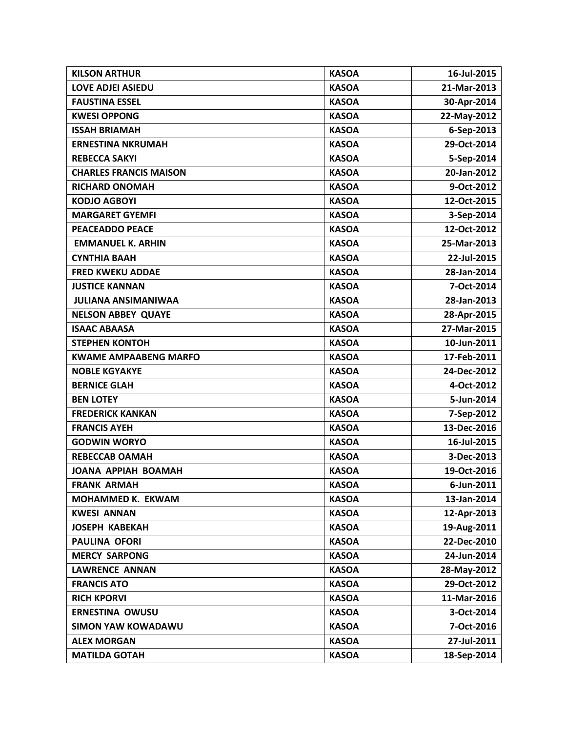| KILSON ARTHUR | KASOA | 16-Jul-2015 |
|---|---|---|
| LOVE ADJEI ASIEDU | KASOA | 21-Mar-2013 |
| FAUSTINA ESSEL | KASOA | 30-Apr-2014 |
| KWESI OPPONG | KASOA | 22-May-2012 |
| ISSAH BRIAMAH | KASOA | 6-Sep-2013 |
| ERNESTINA NKRUMAH | KASOA | 29-Oct-2014 |
| REBECCA SAKYI | KASOA | 5-Sep-2014 |
| CHARLES FRANCIS MAISON | KASOA | 20-Jan-2012 |
| RICHARD ONOMAH | KASOA | 9-Oct-2012 |
| KODJO AGBOYI | KASOA | 12-Oct-2015 |
| MARGARET GYEMFI | KASOA | 3-Sep-2014 |
| PEACEADDO PEACE | KASOA | 12-Oct-2012 |
| EMMANUEL K. ARHIN | KASOA | 25-Mar-2013 |
| CYNTHIA BAAH | KASOA | 22-Jul-2015 |
| FRED KWEKU ADDAE | KASOA | 28-Jan-2014 |
| JUSTICE KANNAN | KASOA | 7-Oct-2014 |
| JULIANA ANSIMANIWAA | KASOA | 28-Jan-2013 |
| NELSON ABBEY QUAYE | KASOA | 28-Apr-2015 |
| ISAAC ABAASA | KASOA | 27-Mar-2015 |
| STEPHEN KONTOH | KASOA | 10-Jun-2011 |
| KWAME AMPAABENG MARFO | KASOA | 17-Feb-2011 |
| NOBLE KGYAKYE | KASOA | 24-Dec-2012 |
| BERNICE GLAH | KASOA | 4-Oct-2012 |
| BEN LOTEY | KASOA | 5-Jun-2014 |
| FREDERICK KANKAN | KASOA | 7-Sep-2012 |
| FRANCIS AYEH | KASOA | 13-Dec-2016 |
| GODWIN WORYO | KASOA | 16-Jul-2015 |
| REBECCAB OAMAH | KASOA | 3-Dec-2013 |
| JOANA APPIAH BOAMAH | KASOA | 19-Oct-2016 |
| FRANK ARMAH | KASOA | 6-Jun-2011 |
| MOHAMMED K. EKWAM | KASOA | 13-Jan-2014 |
| KWESI ANNAN | KASOA | 12-Apr-2013 |
| JOSEPH KABEKAH | KASOA | 19-Aug-2011 |
| PAULINA OFORI | KASOA | 22-Dec-2010 |
| MERCY SARPONG | KASOA | 24-Jun-2014 |
| LAWRENCE ANNAN | KASOA | 28-May-2012 |
| FRANCIS ATO | KASOA | 29-Oct-2012 |
| RICH KPORVI | KASOA | 11-Mar-2016 |
| ERNESTINA OWUSU | KASOA | 3-Oct-2014 |
| SIMON YAW KOWADAWU | KASOA | 7-Oct-2016 |
| ALEX MORGAN | KASOA | 27-Jul-2011 |
| MATILDA GOTAH | KASOA | 18-Sep-2014 |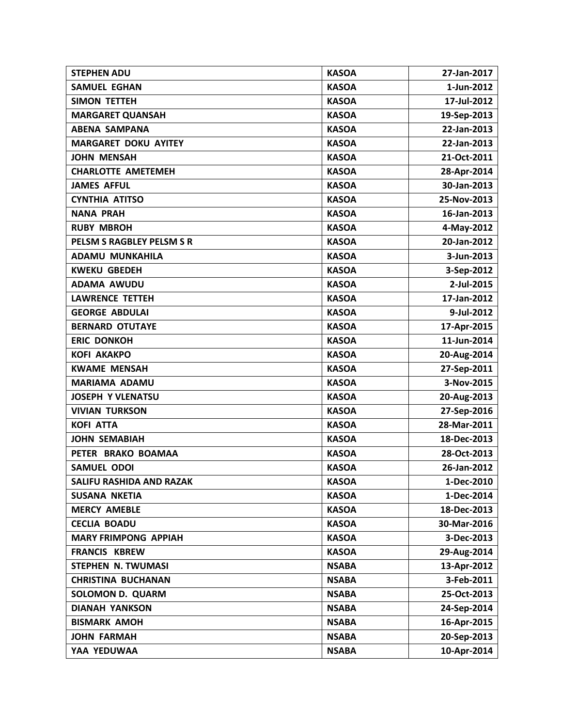| STEPHEN ADU | KASOA | 27-Jan-2017 |
|---|---|---|
| SAMUEL EGHAN | KASOA | 1-Jun-2012 |
| SIMON TETTEH | KASOA | 17-Jul-2012 |
| MARGARET QUANSAH | KASOA | 19-Sep-2013 |
| ABENA SAMPANA | KASOA | 22-Jan-2013 |
| MARGARET DOKU AYITEY | KASOA | 22-Jan-2013 |
| JOHN MENSAH | KASOA | 21-Oct-2011 |
| CHARLOTTE AMETEMEH | KASOA | 28-Apr-2014 |
| JAMES AFFUL | KASOA | 30-Jan-2013 |
| CYNTHIA ATITSO | KASOA | 25-Nov-2013 |
| NANA PRAH | KASOA | 16-Jan-2013 |
| RUBY MBROH | KASOA | 4-May-2012 |
| PELSM S RAGBLEY PELSM S R | KASOA | 20-Jan-2012 |
| ADAMU MUNKAHILA | KASOA | 3-Jun-2013 |
| KWEKU GBEDEH | KASOA | 3-Sep-2012 |
| ADAMA AWUDU | KASOA | 2-Jul-2015 |
| LAWRENCE TETTEH | KASOA | 17-Jan-2012 |
| GEORGE ABDULAI | KASOA | 9-Jul-2012 |
| BERNARD OTUTAYE | KASOA | 17-Apr-2015 |
| ERIC DONKOH | KASOA | 11-Jun-2014 |
| KOFI AKAKPO | KASOA | 20-Aug-2014 |
| KWAME MENSAH | KASOA | 27-Sep-2011 |
| MARIAMA ADAMU | KASOA | 3-Nov-2015 |
| JOSEPH Y VLENATSU | KASOA | 20-Aug-2013 |
| VIVIAN TURKSON | KASOA | 27-Sep-2016 |
| KOFI ATTA | KASOA | 28-Mar-2011 |
| JOHN SEMABIAH | KASOA | 18-Dec-2013 |
| PETER BRAKO BOAMAA | KASOA | 28-Oct-2013 |
| SAMUEL ODOI | KASOA | 26-Jan-2012 |
| SALIFU RASHIDA AND RAZAK | KASOA | 1-Dec-2010 |
| SUSANA NKETIA | KASOA | 1-Dec-2014 |
| MERCY AMEBLE | KASOA | 18-Dec-2013 |
| CECLIA BOADU | KASOA | 30-Mar-2016 |
| MARY FRIMPONG APPIAH | KASOA | 3-Dec-2013 |
| FRANCIS KBREW | KASOA | 29-Aug-2014 |
| STEPHEN N. TWUMASI | NSABA | 13-Apr-2012 |
| CHRISTINA BUCHANAN | NSABA | 3-Feb-2011 |
| SOLOMON D. QUARM | NSABA | 25-Oct-2013 |
| DIANAH YANKSON | NSABA | 24-Sep-2014 |
| BISMARK AMOH | NSABA | 16-Apr-2015 |
| JOHN FARMAH | NSABA | 20-Sep-2013 |
| YAA YEDUWAA | NSABA | 10-Apr-2014 |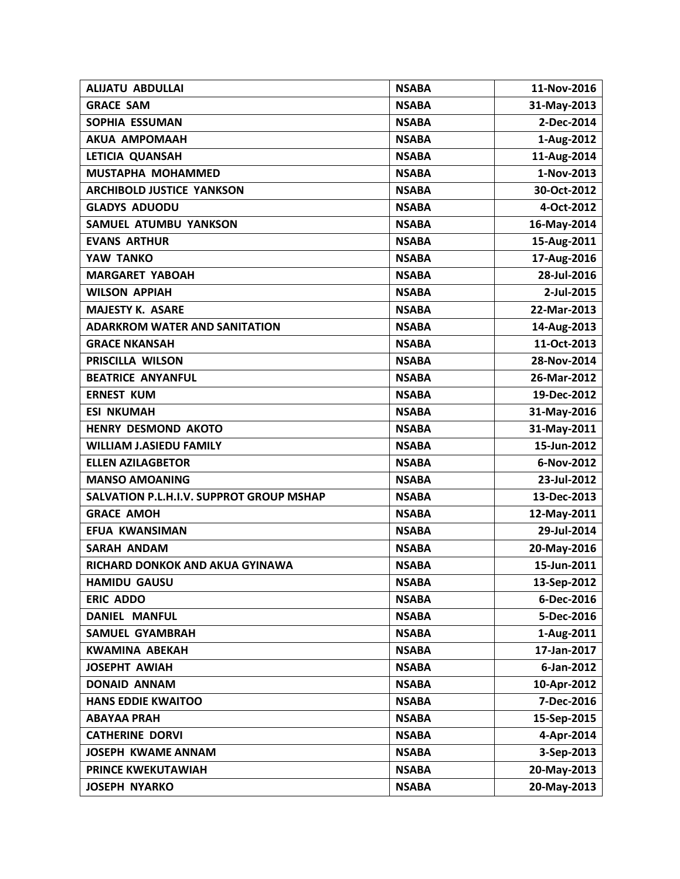| ALIJATU ABDULLAI | NSABA | 11-Nov-2016 |
|---|---|---|
| GRACE SAM | NSABA | 31-May-2013 |
| SOPHIA ESSUMAN | NSABA | 2-Dec-2014 |
| AKUA AMPOMAAH | NSABA | 1-Aug-2012 |
| LETICIA QUANSAH | NSABA | 11-Aug-2014 |
| MUSTAPHA MOHAMMED | NSABA | 1-Nov-2013 |
| ARCHIBOLD JUSTICE YANKSON | NSABA | 30-Oct-2012 |
| GLADYS ADUODU | NSABA | 4-Oct-2012 |
| SAMUEL ATUMBU YANKSON | NSABA | 16-May-2014 |
| EVANS ARTHUR | NSABA | 15-Aug-2011 |
| YAW TANKO | NSABA | 17-Aug-2016 |
| MARGARET YABOAH | NSABA | 28-Jul-2016 |
| WILSON APPIAH | NSABA | 2-Jul-2015 |
| MAJESTY K. ASARE | NSABA | 22-Mar-2013 |
| ADARKROM WATER AND SANITATION | NSABA | 14-Aug-2013 |
| GRACE NKANSAH | NSABA | 11-Oct-2013 |
| PRISCILLA WILSON | NSABA | 28-Nov-2014 |
| BEATRICE ANYANFUL | NSABA | 26-Mar-2012 |
| ERNEST KUM | NSABA | 19-Dec-2012 |
| ESI NKUMAH | NSABA | 31-May-2016 |
| HENRY DESMOND AKOTO | NSABA | 31-May-2011 |
| WILLIAM J.ASIEDU FAMILY | NSABA | 15-Jun-2012 |
| ELLEN AZILAGBETOR | NSABA | 6-Nov-2012 |
| MANSO AMOANING | NSABA | 23-Jul-2012 |
| SALVATION P.L.H.I.V. SUPPROT GROUP MSHAP | NSABA | 13-Dec-2013 |
| GRACE AMOH | NSABA | 12-May-2011 |
| EFUA KWANSIMAN | NSABA | 29-Jul-2014 |
| SARAH ANDAM | NSABA | 20-May-2016 |
| RICHARD DONKOK AND AKUA GYINAWA | NSABA | 15-Jun-2011 |
| HAMIDU GAUSU | NSABA | 13-Sep-2012 |
| ERIC ADDO | NSABA | 6-Dec-2016 |
| DANIEL MANFUL | NSABA | 5-Dec-2016 |
| SAMUEL GYAMBRAH | NSABA | 1-Aug-2011 |
| KWAMINA ABEKAH | NSABA | 17-Jan-2017 |
| JOSEPHT AWIAH | NSABA | 6-Jan-2012 |
| DONAID ANNAM | NSABA | 10-Apr-2012 |
| HANS EDDIE KWAITOO | NSABA | 7-Dec-2016 |
| ABAYAA PRAH | NSABA | 15-Sep-2015 |
| CATHERINE DORVI | NSABA | 4-Apr-2014 |
| JOSEPH KWAME ANNAM | NSABA | 3-Sep-2013 |
| PRINCE KWEKUTAWIAH | NSABA | 20-May-2013 |
| JOSEPH NYARKO | NSABA | 20-May-2013 |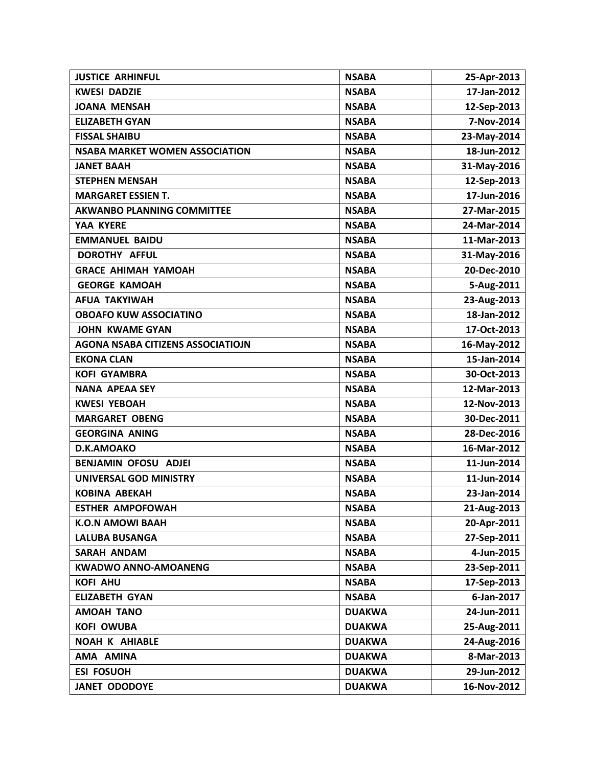| JUSTICE ARHINFUL | NSABA | 25-Apr-2013 |
|---|---|---|
| KWESI DADZIE | NSABA | 17-Jan-2012 |
| JOANA MENSAH | NSABA | 12-Sep-2013 |
| ELIZABETH GYAN | NSABA | 7-Nov-2014 |
| FISSAL SHAIBU | NSABA | 23-May-2014 |
| NSABA MARKET WOMEN ASSOCIATION | NSABA | 18-Jun-2012 |
| JANET BAAH | NSABA | 31-May-2016 |
| STEPHEN MENSAH | NSABA | 12-Sep-2013 |
| MARGARET ESSIEN T. | NSABA | 17-Jun-2016 |
| AKWANBO PLANNING COMMITTEE | NSABA | 27-Mar-2015 |
| YAA KYERE | NSABA | 24-Mar-2014 |
| EMMANUEL BAIDU | NSABA | 11-Mar-2013 |
| DOROTHY AFFUL | NSABA | 31-May-2016 |
| GRACE AHIMAH YAMOAH | NSABA | 20-Dec-2010 |
| GEORGE KAMOAH | NSABA | 5-Aug-2011 |
| AFUA TAKYIWAH | NSABA | 23-Aug-2013 |
| OBOAFO KUW ASSOCIATINO | NSABA | 18-Jan-2012 |
| JOHN KWAME GYAN | NSABA | 17-Oct-2013 |
| AGONA NSABA CITIZENS ASSOCIATIOJN | NSABA | 16-May-2012 |
| EKONA CLAN | NSABA | 15-Jan-2014 |
| KOFI GYAMBRA | NSABA | 30-Oct-2013 |
| NANA APEAA SEY | NSABA | 12-Mar-2013 |
| KWESI YEBOAH | NSABA | 12-Nov-2013 |
| MARGARET OBENG | NSABA | 30-Dec-2011 |
| GEORGINA ANING | NSABA | 28-Dec-2016 |
| D.K.AMOAKO | NSABA | 16-Mar-2012 |
| BENJAMIN OFOSU ADJEI | NSABA | 11-Jun-2014 |
| UNIVERSAL GOD MINISTRY | NSABA | 11-Jun-2014 |
| KOBINA ABEKAH | NSABA | 23-Jan-2014 |
| ESTHER AMPOFOWAH | NSABA | 21-Aug-2013 |
| K.O.N AMOWI BAAH | NSABA | 20-Apr-2011 |
| LALUBA BUSANGA | NSABA | 27-Sep-2011 |
| SARAH ANDAM | NSABA | 4-Jun-2015 |
| KWADWO ANNO-AMOANENG | NSABA | 23-Sep-2011 |
| KOFI AHU | NSABA | 17-Sep-2013 |
| ELIZABETH GYAN | NSABA | 6-Jan-2017 |
| AMOAH TANO | DUAKWA | 24-Jun-2011 |
| KOFI OWUBA | DUAKWA | 25-Aug-2011 |
| NOAH K AHIABLE | DUAKWA | 24-Aug-2016 |
| AMA AMINA | DUAKWA | 8-Mar-2013 |
| ESI FOSUOH | DUAKWA | 29-Jun-2012 |
| JANET ODODOYE | DUAKWA | 16-Nov-2012 |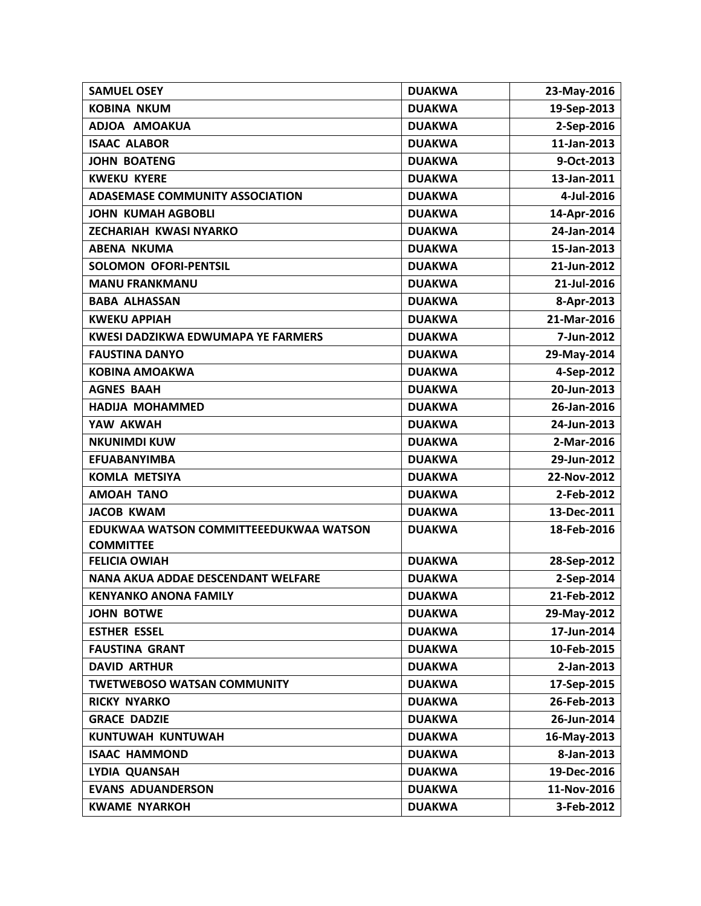| SAMUEL OSEY | DUAKWA | 23-May-2016 |
|---|---|---|
| KOBINA NKUM | DUAKWA | 19-Sep-2013 |
| ADJOA AMOAKUA | DUAKWA | 2-Sep-2016 |
| ISAAC ALABOR | DUAKWA | 11-Jan-2013 |
| JOHN BOATENG | DUAKWA | 9-Oct-2013 |
| KWEKU KYERE | DUAKWA | 13-Jan-2011 |
| ADASEMASE COMMUNITY ASSOCIATION | DUAKWA | 4-Jul-2016 |
| JOHN KUMAH AGBOBLI | DUAKWA | 14-Apr-2016 |
| ZECHARIAH KWASI NYARKO | DUAKWA | 24-Jan-2014 |
| ABENA NKUMA | DUAKWA | 15-Jan-2013 |
| SOLOMON OFORI-PENTSIL | DUAKWA | 21-Jun-2012 |
| MANU FRANKMANU | DUAKWA | 21-Jul-2016 |
| BABA ALHASSAN | DUAKWA | 8-Apr-2013 |
| KWEKU APPIAH | DUAKWA | 21-Mar-2016 |
| KWESI DADZIKWA EDWUMAPA YE FARMERS | DUAKWA | 7-Jun-2012 |
| FAUSTINA DANYO | DUAKWA | 29-May-2014 |
| KOBINA AMOAKWA | DUAKWA | 4-Sep-2012 |
| AGNES BAAH | DUAKWA | 20-Jun-2013 |
| HADIJA MOHAMMED | DUAKWA | 26-Jan-2016 |
| YAW AKWAH | DUAKWA | 24-Jun-2013 |
| NKUNIMDI KUW | DUAKWA | 2-Mar-2016 |
| EFUABANYIMBA | DUAKWA | 29-Jun-2012 |
| KOMLA METSIYA | DUAKWA | 22-Nov-2012 |
| AMOAH TANO | DUAKWA | 2-Feb-2012 |
| JACOB KWAM | DUAKWA | 13-Dec-2011 |
| EDUKWAA WATSON COMMITTEEEDUKWAA WATSON COMMITTEE | DUAKWA | 18-Feb-2016 |
| FELICIA OWIAH | DUAKWA | 28-Sep-2012 |
| NANA AKUA ADDAE DESCENDANT WELFARE | DUAKWA | 2-Sep-2014 |
| KENYANKO ANONA FAMILY | DUAKWA | 21-Feb-2012 |
| JOHN BOTWE | DUAKWA | 29-May-2012 |
| ESTHER ESSEL | DUAKWA | 17-Jun-2014 |
| FAUSTINA GRANT | DUAKWA | 10-Feb-2015 |
| DAVID ARTHUR | DUAKWA | 2-Jan-2013 |
| TWETWEBOSO WATSAN COMMUNITY | DUAKWA | 17-Sep-2015 |
| RICKY NYARKO | DUAKWA | 26-Feb-2013 |
| GRACE DADZIE | DUAKWA | 26-Jun-2014 |
| KUNTUWAH KUNTUWAH | DUAKWA | 16-May-2013 |
| ISAAC HAMMOND | DUAKWA | 8-Jan-2013 |
| LYDIA QUANSAH | DUAKWA | 19-Dec-2016 |
| EVANS ADUANDERSON | DUAKWA | 11-Nov-2016 |
| KWAME NYARKOH | DUAKWA | 3-Feb-2012 |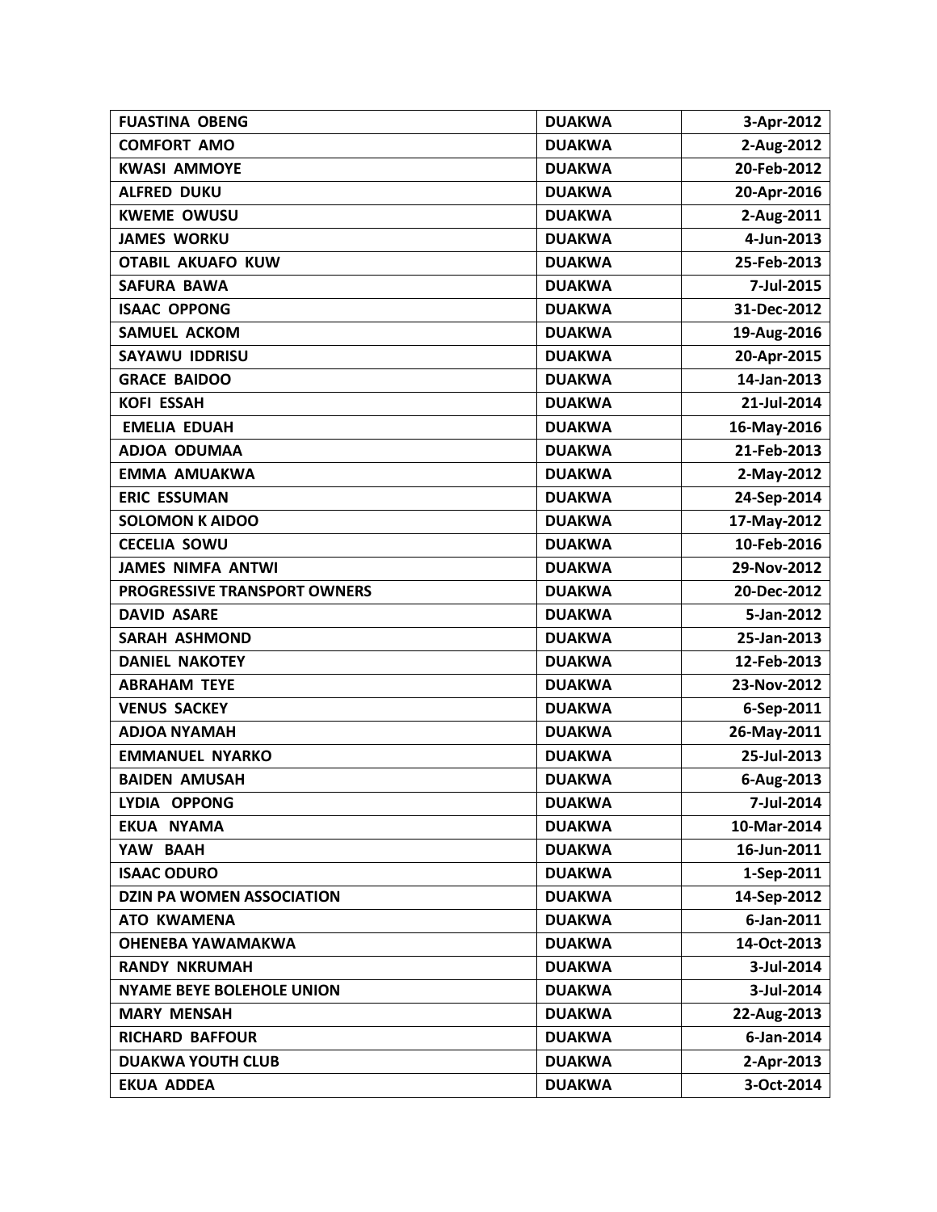| FUASTINA OBENG | DUAKWA | 3-Apr-2012 |
|---|---|---|
| COMFORT AMO | DUAKWA | 2-Aug-2012 |
| KWASI AMMOYE | DUAKWA | 20-Feb-2012 |
| ALFRED DUKU | DUAKWA | 20-Apr-2016 |
| KWEME OWUSU | DUAKWA | 2-Aug-2011 |
| JAMES WORKU | DUAKWA | 4-Jun-2013 |
| OTABIL AKUAFO KUW | DUAKWA | 25-Feb-2013 |
| SAFURA BAWA | DUAKWA | 7-Jul-2015 |
| ISAAC OPPONG | DUAKWA | 31-Dec-2012 |
| SAMUEL ACKOM | DUAKWA | 19-Aug-2016 |
| SAYAWU IDDRISU | DUAKWA | 20-Apr-2015 |
| GRACE BAIDOO | DUAKWA | 14-Jan-2013 |
| KOFI ESSAH | DUAKWA | 21-Jul-2014 |
| EMELIA EDUAH | DUAKWA | 16-May-2016 |
| ADJOA ODUMAA | DUAKWA | 21-Feb-2013 |
| EMMA AMUAKWA | DUAKWA | 2-May-2012 |
| ERIC ESSUMAN | DUAKWA | 24-Sep-2014 |
| SOLOMON K AIDOO | DUAKWA | 17-May-2012 |
| CECELIA SOWU | DUAKWA | 10-Feb-2016 |
| JAMES NIMFA ANTWI | DUAKWA | 29-Nov-2012 |
| PROGRESSIVE TRANSPORT OWNERS | DUAKWA | 20-Dec-2012 |
| DAVID ASARE | DUAKWA | 5-Jan-2012 |
| SARAH ASHMOND | DUAKWA | 25-Jan-2013 |
| DANIEL NAKOTEY | DUAKWA | 12-Feb-2013 |
| ABRAHAM TEYE | DUAKWA | 23-Nov-2012 |
| VENUS SACKEY | DUAKWA | 6-Sep-2011 |
| ADJOA NYAMAH | DUAKWA | 26-May-2011 |
| EMMANUEL NYARKO | DUAKWA | 25-Jul-2013 |
| BAIDEN AMUSAH | DUAKWA | 6-Aug-2013 |
| LYDIA OPPONG | DUAKWA | 7-Jul-2014 |
| EKUA NYAMA | DUAKWA | 10-Mar-2014 |
| YAW BAAH | DUAKWA | 16-Jun-2011 |
| ISAAC ODURO | DUAKWA | 1-Sep-2011 |
| DZIN PA WOMEN ASSOCIATION | DUAKWA | 14-Sep-2012 |
| ATO KWAMENA | DUAKWA | 6-Jan-2011 |
| OHENEBA YAWAMAKWA | DUAKWA | 14-Oct-2013 |
| RANDY NKRUMAH | DUAKWA | 3-Jul-2014 |
| NYAME BEYE BOLEHOLE UNION | DUAKWA | 3-Jul-2014 |
| MARY MENSAH | DUAKWA | 22-Aug-2013 |
| RICHARD BAFFOUR | DUAKWA | 6-Jan-2014 |
| DUAKWA YOUTH CLUB | DUAKWA | 2-Apr-2013 |
| EKUA ADDEA | DUAKWA | 3-Oct-2014 |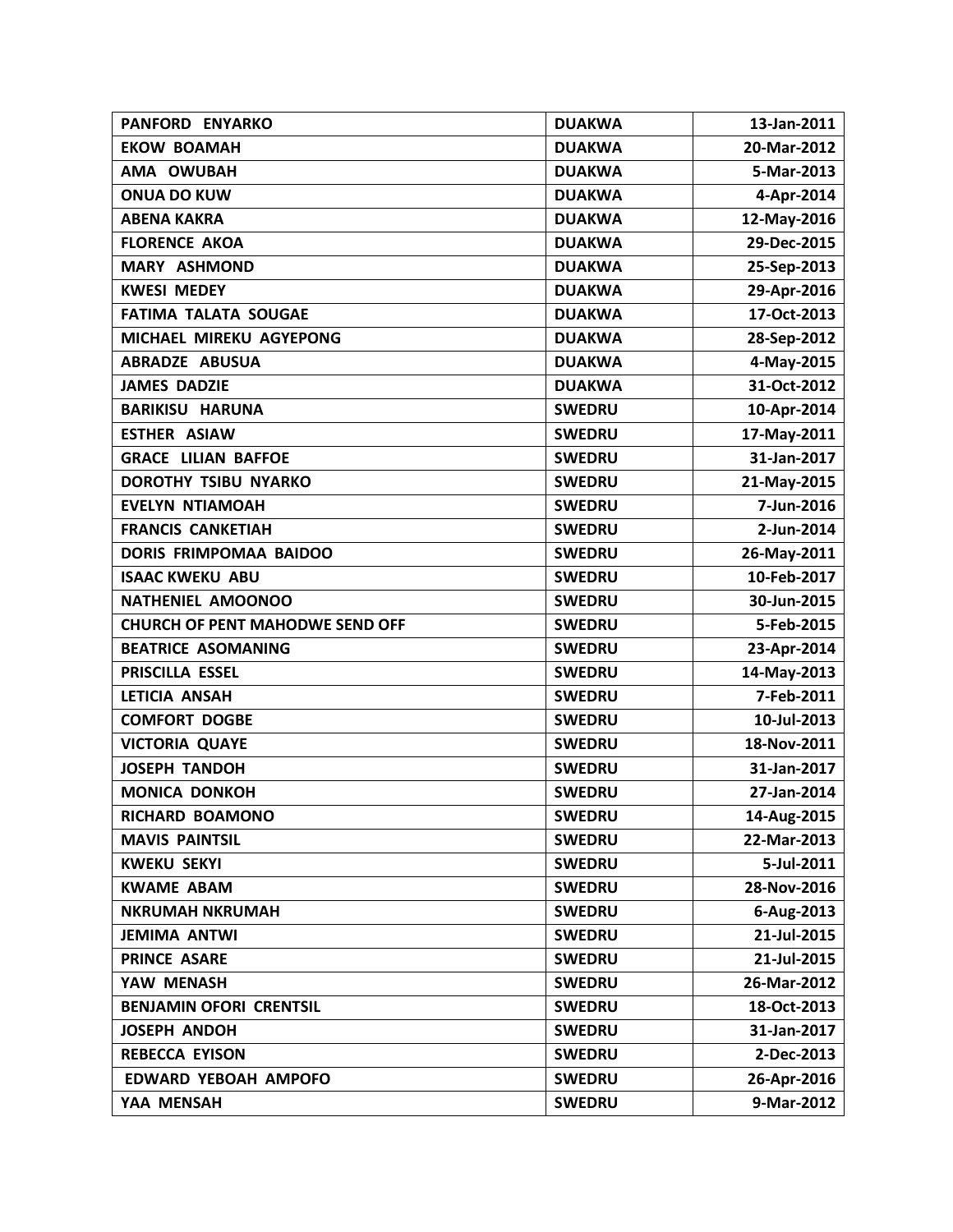| PANFORD ENYARKO | DUAKWA | 13-Jan-2011 |
|---|---|---|
| EKOW BOAMAH | DUAKWA | 20-Mar-2012 |
| AMA OWUBAH | DUAKWA | 5-Mar-2013 |
| ONUA DO KUW | DUAKWA | 4-Apr-2014 |
| ABENA KAKRA | DUAKWA | 12-May-2016 |
| FLORENCE AKOA | DUAKWA | 29-Dec-2015 |
| MARY ASHMOND | DUAKWA | 25-Sep-2013 |
| KWESI MEDEY | DUAKWA | 29-Apr-2016 |
| FATIMA TALATA SOUGAE | DUAKWA | 17-Oct-2013 |
| MICHAEL MIREKU AGYEPONG | DUAKWA | 28-Sep-2012 |
| ABRADZE ABUSUA | DUAKWA | 4-May-2015 |
| JAMES DADZIE | DUAKWA | 31-Oct-2012 |
| BARIKISU HARUNA | SWEDRU | 10-Apr-2014 |
| ESTHER ASIAW | SWEDRU | 17-May-2011 |
| GRACE LILIAN BAFFOE | SWEDRU | 31-Jan-2017 |
| DOROTHY TSIBU NYARKO | SWEDRU | 21-May-2015 |
| EVELYN NTIAMOAH | SWEDRU | 7-Jun-2016 |
| FRANCIS CANKETIAH | SWEDRU | 2-Jun-2014 |
| DORIS FRIMPOMAA BAIDOO | SWEDRU | 26-May-2011 |
| ISAAC KWEKU ABU | SWEDRU | 10-Feb-2017 |
| NATHENIEL AMOONOO | SWEDRU | 30-Jun-2015 |
| CHURCH OF PENT MAHODWE SEND OFF | SWEDRU | 5-Feb-2015 |
| BEATRICE ASOMANING | SWEDRU | 23-Apr-2014 |
| PRISCILLA ESSEL | SWEDRU | 14-May-2013 |
| LETICIA ANSAH | SWEDRU | 7-Feb-2011 |
| COMFORT DOGBE | SWEDRU | 10-Jul-2013 |
| VICTORIA QUAYE | SWEDRU | 18-Nov-2011 |
| JOSEPH TANDOH | SWEDRU | 31-Jan-2017 |
| MONICA DONKOH | SWEDRU | 27-Jan-2014 |
| RICHARD BOAMONO | SWEDRU | 14-Aug-2015 |
| MAVIS PAINTSIL | SWEDRU | 22-Mar-2013 |
| KWEKU SEKYI | SWEDRU | 5-Jul-2011 |
| KWAME ABAM | SWEDRU | 28-Nov-2016 |
| NKRUMAH NKRUMAH | SWEDRU | 6-Aug-2013 |
| JEMIMA ANTWI | SWEDRU | 21-Jul-2015 |
| PRINCE ASARE | SWEDRU | 21-Jul-2015 |
| YAW MENASH | SWEDRU | 26-Mar-2012 |
| BENJAMIN OFORI CRENTSIL | SWEDRU | 18-Oct-2013 |
| JOSEPH ANDOH | SWEDRU | 31-Jan-2017 |
| REBECCA EYISON | SWEDRU | 2-Dec-2013 |
| EDWARD YEBOAH AMPOFO | SWEDRU | 26-Apr-2016 |
| YAA MENSAH | SWEDRU | 9-Mar-2012 |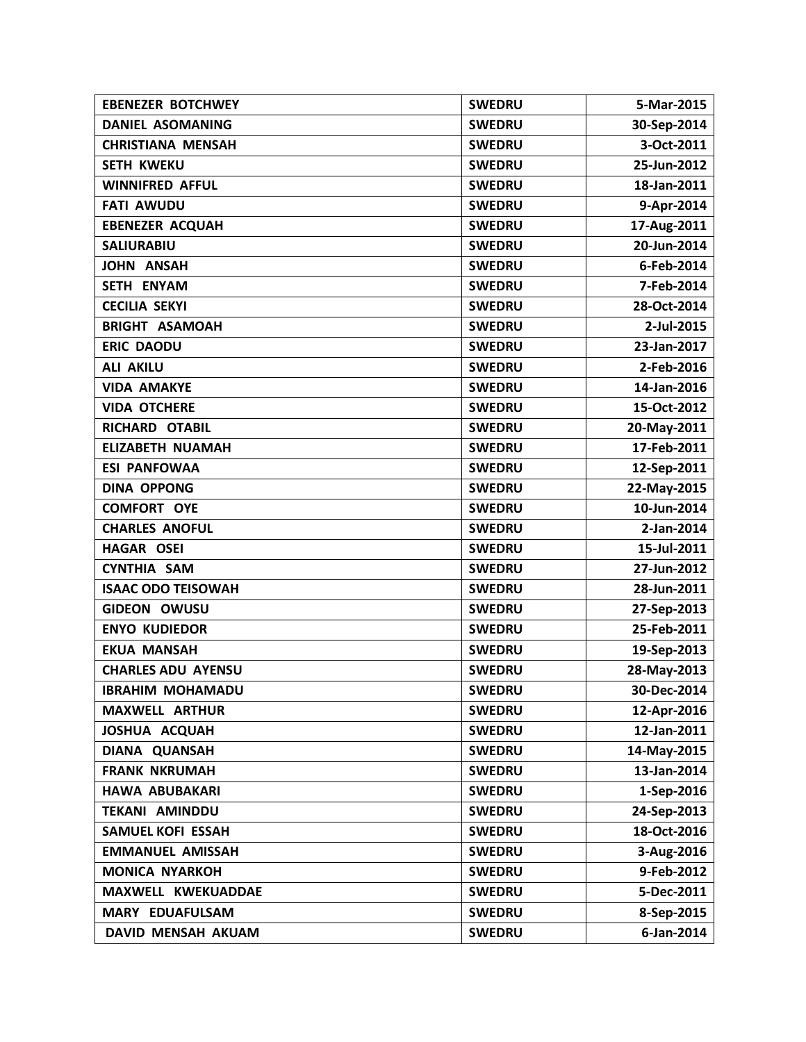| | | |
|---|---|---|
| **EBENEZER BOTCHWEY** | **SWEDRU** | **5-Mar-2015** |
| **DANIEL ASOMANING** | **SWEDRU** | **30-Sep-2014** |
| **CHRISTIANA MENSAH** | **SWEDRU** | **3-Oct-2011** |
| **SETH KWEKU** | **SWEDRU** | **25-Jun-2012** |
| **WINNIFRED AFFUL** | **SWEDRU** | **18-Jan-2011** |
| **FATI AWUDU** | **SWEDRU** | **9-Apr-2014** |
| **EBENEZER ACQUAH** | **SWEDRU** | **17-Aug-2011** |
| **SALIURABIU** | **SWEDRU** | **20-Jun-2014** |
| **JOHN ANSAH** | **SWEDRU** | **6-Feb-2014** |
| **SETH ENYAM** | **SWEDRU** | **7-Feb-2014** |
| **CECILIA SEKYI** | **SWEDRU** | **28-Oct-2014** |
| **BRIGHT ASAMOAH** | **SWEDRU** | **2-Jul-2015** |
| **ERIC DAODU** | **SWEDRU** | **23-Jan-2017** |
| **ALI AKILU** | **SWEDRU** | **2-Feb-2016** |
| **VIDA AMAKYE** | **SWEDRU** | **14-Jan-2016** |
| **VIDA OTCHERE** | **SWEDRU** | **15-Oct-2012** |
| **RICHARD OTABIL** | **SWEDRU** | **20-May-2011** |
| **ELIZABETH NUAMAH** | **SWEDRU** | **17-Feb-2011** |
| **ESI PANFOWAA** | **SWEDRU** | **12-Sep-2011** |
| **DINA OPPONG** | **SWEDRU** | **22-May-2015** |
| **COMFORT OYE** | **SWEDRU** | **10-Jun-2014** |
| **CHARLES ANOFUL** | **SWEDRU** | **2-Jan-2014** |
| **HAGAR OSEI** | **SWEDRU** | **15-Jul-2011** |
| **CYNTHIA SAM** | **SWEDRU** | **27-Jun-2012** |
| **ISAAC ODO TEISOWAH** | **SWEDRU** | **28-Jun-2011** |
| **GIDEON OWUSU** | **SWEDRU** | **27-Sep-2013** |
| **ENYO KUDIEDOR** | **SWEDRU** | **25-Feb-2011** |
| **EKUA MANSAH** | **SWEDRU** | **19-Sep-2013** |
| **CHARLES ADU AYENSU** | **SWEDRU** | **28-May-2013** |
| **IBRAHIM MOHAMADU** | **SWEDRU** | **30-Dec-2014** |
| **MAXWELL ARTHUR** | **SWEDRU** | **12-Apr-2016** |
| **JOSHUA ACQUAH** | **SWEDRU** | **12-Jan-2011** |
| **DIANA QUANSAH** | **SWEDRU** | **14-May-2015** |
| **FRANK NKRUMAH** | **SWEDRU** | **13-Jan-2014** |
| **HAWA ABUBAKARI** | **SWEDRU** | **1-Sep-2016** |
| **TEKANI AMINDDU** | **SWEDRU** | **24-Sep-2013** |
| **SAMUEL KOFI ESSAH** | **SWEDRU** | **18-Oct-2016** |
| **EMMANUEL AMISSAH** | **SWEDRU** | **3-Aug-2016** |
| **MONICA NYARKOH** | **SWEDRU** | **9-Feb-2012** |
| **MAXWELL KWEKUADDAE** | **SWEDRU** | **5-Dec-2011** |
| **MARY EDUAFULSAM** | **SWEDRU** | **8-Sep-2015** |
| **DAVID MENSAH AKUAM** | **SWEDRU** | **6-Jan-2014** |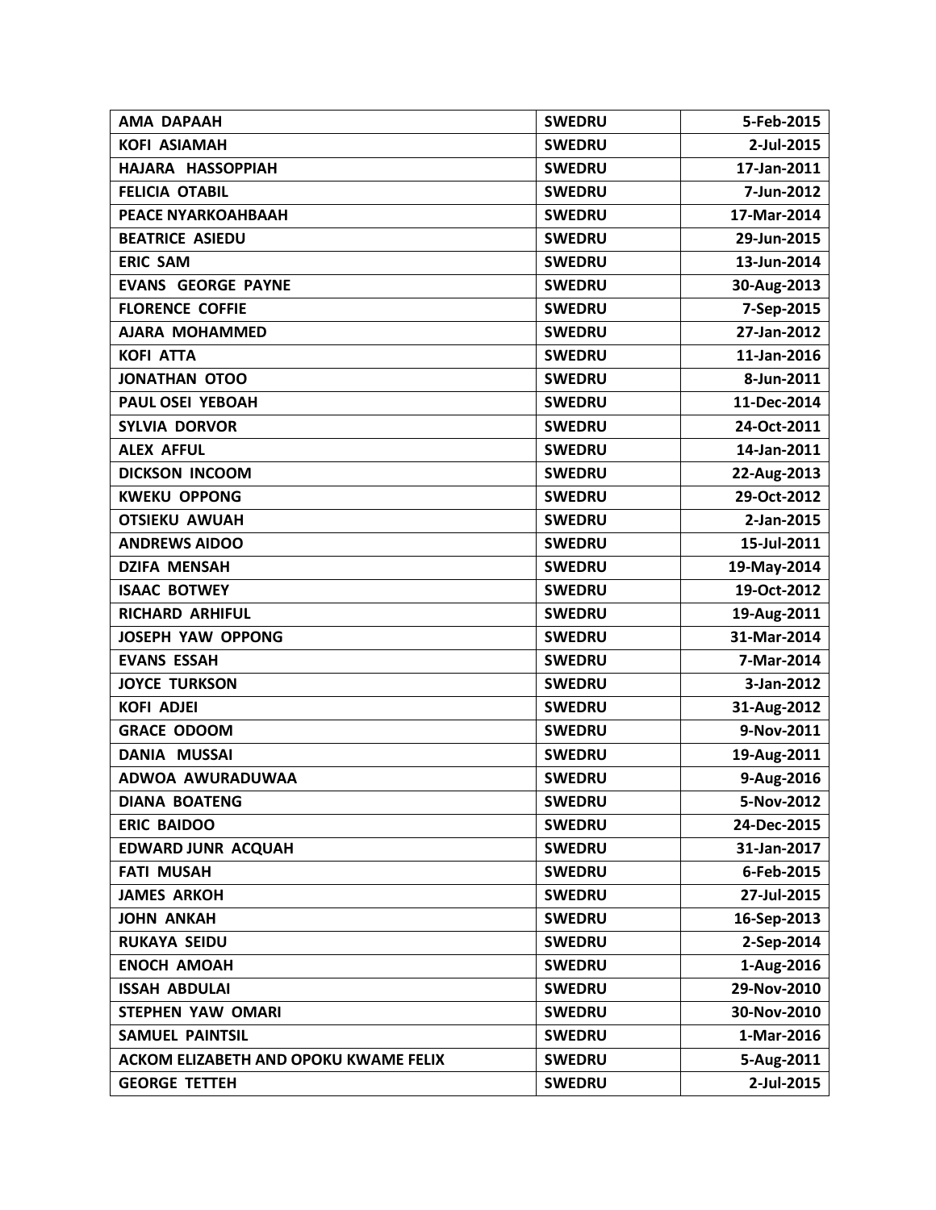| AMA DAPAAH | SWEDRU | 5-Feb-2015 |
|---|---|---|
| KOFI ASIAMAH | SWEDRU | 2-Jul-2015 |
| HAJARA HASSOPPIAH | SWEDRU | 17-Jan-2011 |
| FELICIA OTABIL | SWEDRU | 7-Jun-2012 |
| PEACE NYARKOAHBAAH | SWEDRU | 17-Mar-2014 |
| BEATRICE ASIEDU | SWEDRU | 29-Jun-2015 |
| ERIC SAM | SWEDRU | 13-Jun-2014 |
| EVANS GEORGE PAYNE | SWEDRU | 30-Aug-2013 |
| FLORENCE COFFIE | SWEDRU | 7-Sep-2015 |
| AJARA MOHAMMED | SWEDRU | 27-Jan-2012 |
| KOFI ATTA | SWEDRU | 11-Jan-2016 |
| JONATHAN OTOO | SWEDRU | 8-Jun-2011 |
| PAUL OSEI YEBOAH | SWEDRU | 11-Dec-2014 |
| SYLVIA DORVOR | SWEDRU | 24-Oct-2011 |
| ALEX AFFUL | SWEDRU | 14-Jan-2011 |
| DICKSON INCOOM | SWEDRU | 22-Aug-2013 |
| KWEKU OPPONG | SWEDRU | 29-Oct-2012 |
| OTSIEKU AWUAH | SWEDRU | 2-Jan-2015 |
| ANDREWS AIDOO | SWEDRU | 15-Jul-2011 |
| DZIFA MENSAH | SWEDRU | 19-May-2014 |
| ISAAC BOTWEY | SWEDRU | 19-Oct-2012 |
| RICHARD ARHIFUL | SWEDRU | 19-Aug-2011 |
| JOSEPH YAW OPPONG | SWEDRU | 31-Mar-2014 |
| EVANS ESSAH | SWEDRU | 7-Mar-2014 |
| JOYCE TURKSON | SWEDRU | 3-Jan-2012 |
| KOFI ADJEI | SWEDRU | 31-Aug-2012 |
| GRACE ODOOM | SWEDRU | 9-Nov-2011 |
| DANIA MUSSAI | SWEDRU | 19-Aug-2011 |
| ADWOA AWURADUWAA | SWEDRU | 9-Aug-2016 |
| DIANA BOATENG | SWEDRU | 5-Nov-2012 |
| ERIC BAIDOO | SWEDRU | 24-Dec-2015 |
| EDWARD JUNR ACQUAH | SWEDRU | 31-Jan-2017 |
| FATI MUSAH | SWEDRU | 6-Feb-2015 |
| JAMES ARKOH | SWEDRU | 27-Jul-2015 |
| JOHN ANKAH | SWEDRU | 16-Sep-2013 |
| RUKAYA SEIDU | SWEDRU | 2-Sep-2014 |
| ENOCH AMOAH | SWEDRU | 1-Aug-2016 |
| ISSAH ABDULAI | SWEDRU | 29-Nov-2010 |
| STEPHEN YAW OMARI | SWEDRU | 30-Nov-2010 |
| SAMUEL PAINTSIL | SWEDRU | 1-Mar-2016 |
| ACKOM ELIZABETH AND OPOKU KWAME FELIX | SWEDRU | 5-Aug-2011 |
| GEORGE TETTEH | SWEDRU | 2-Jul-2015 |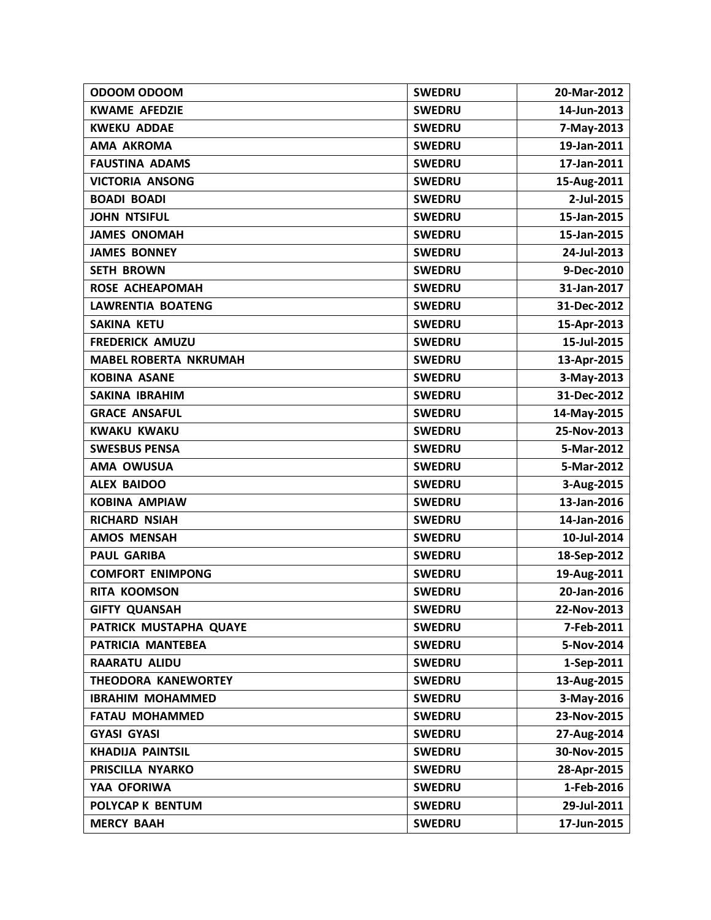| ODOOM ODOOM | SWEDRU | 20-Mar-2012 |
|---|---|---|
| KWAME AFEDZIE | SWEDRU | 14-Jun-2013 |
| KWEKU ADDAE | SWEDRU | 7-May-2013 |
| AMA AKROMA | SWEDRU | 19-Jan-2011 |
| FAUSTINA ADAMS | SWEDRU | 17-Jan-2011 |
| VICTORIA ANSONG | SWEDRU | 15-Aug-2011 |
| BOADI BOADI | SWEDRU | 2-Jul-2015 |
| JOHN NTSIFUL | SWEDRU | 15-Jan-2015 |
| JAMES ONOMAH | SWEDRU | 15-Jan-2015 |
| JAMES BONNEY | SWEDRU | 24-Jul-2013 |
| SETH BROWN | SWEDRU | 9-Dec-2010 |
| ROSE ACHEAPOMAH | SWEDRU | 31-Jan-2017 |
| LAWRENTIA BOATENG | SWEDRU | 31-Dec-2012 |
| SAKINA KETU | SWEDRU | 15-Apr-2013 |
| FREDERICK AMUZU | SWEDRU | 15-Jul-2015 |
| MABEL ROBERTA NKRUMAH | SWEDRU | 13-Apr-2015 |
| KOBINA ASANE | SWEDRU | 3-May-2013 |
| SAKINA IBRAHIM | SWEDRU | 31-Dec-2012 |
| GRACE ANSAFUL | SWEDRU | 14-May-2015 |
| KWAKU KWAKU | SWEDRU | 25-Nov-2013 |
| SWESBUS PENSA | SWEDRU | 5-Mar-2012 |
| AMA OWUSUA | SWEDRU | 5-Mar-2012 |
| ALEX BAIDOO | SWEDRU | 3-Aug-2015 |
| KOBINA AMPIAW | SWEDRU | 13-Jan-2016 |
| RICHARD NSIAH | SWEDRU | 14-Jan-2016 |
| AMOS MENSAH | SWEDRU | 10-Jul-2014 |
| PAUL GARIBA | SWEDRU | 18-Sep-2012 |
| COMFORT ENIMPONG | SWEDRU | 19-Aug-2011 |
| RITA KOOMSON | SWEDRU | 20-Jan-2016 |
| GIFTY QUANSAH | SWEDRU | 22-Nov-2013 |
| PATRICK MUSTAPHA QUAYE | SWEDRU | 7-Feb-2011 |
| PATRICIA MANTEBEA | SWEDRU | 5-Nov-2014 |
| RAARATU ALIDU | SWEDRU | 1-Sep-2011 |
| THEODORA KANEWORTEY | SWEDRU | 13-Aug-2015 |
| IBRAHIM MOHAMMED | SWEDRU | 3-May-2016 |
| FATAU MOHAMMED | SWEDRU | 23-Nov-2015 |
| GYASI GYASI | SWEDRU | 27-Aug-2014 |
| KHADIJA PAINTSIL | SWEDRU | 30-Nov-2015 |
| PRISCILLA NYARKO | SWEDRU | 28-Apr-2015 |
| YAA OFORIWA | SWEDRU | 1-Feb-2016 |
| POLYCAP K BENTUM | SWEDRU | 29-Jul-2011 |
| MERCY BAAH | SWEDRU | 17-Jun-2015 |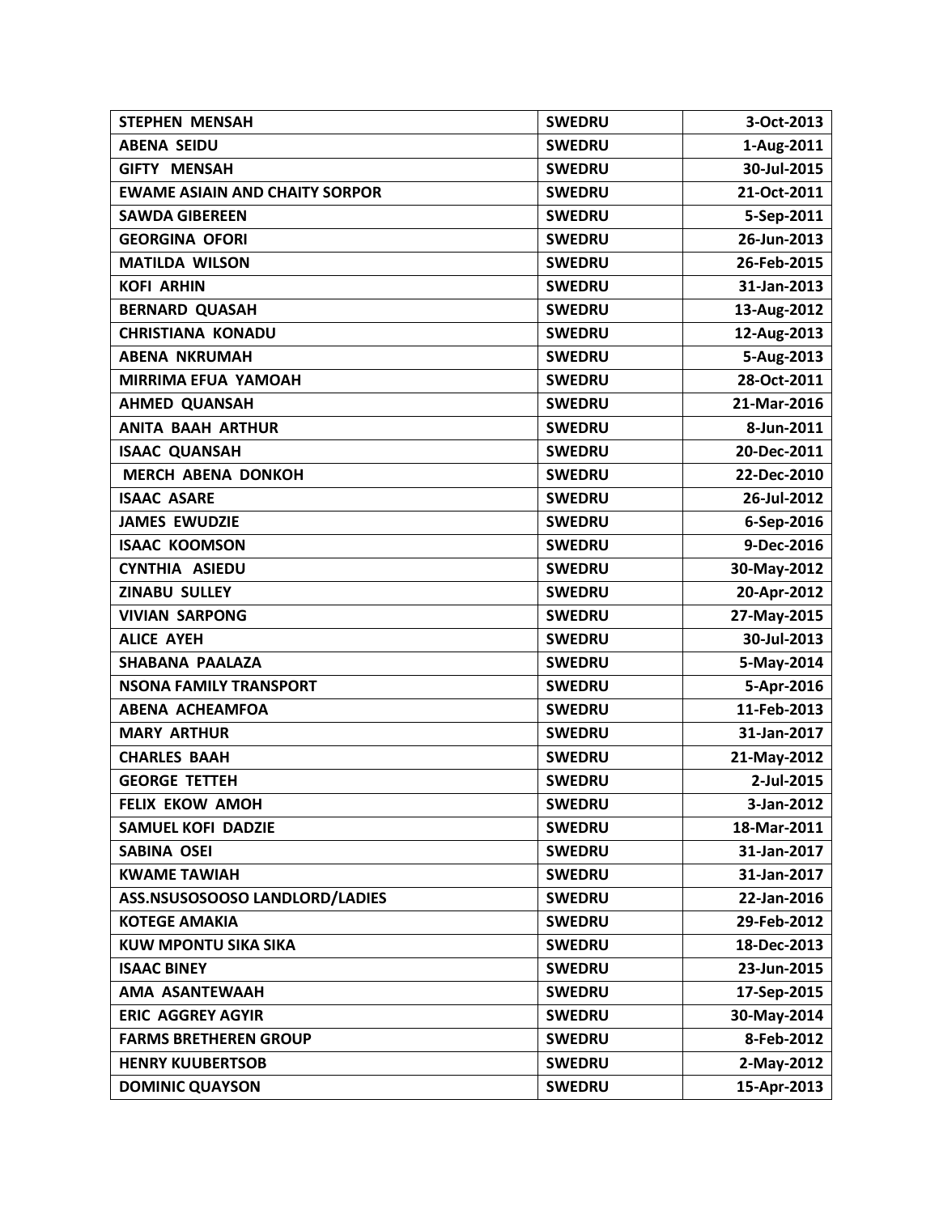| STEPHEN MENSAH | SWEDRU | 3-Oct-2013 |
|---|---|---|
| ABENA SEIDU | SWEDRU | 1-Aug-2011 |
| GIFTY MENSAH | SWEDRU | 30-Jul-2015 |
| EWAME ASIAIN AND CHAITY SORPOR | SWEDRU | 21-Oct-2011 |
| SAWDA GIBEREEN | SWEDRU | 5-Sep-2011 |
| GEORGINA OFORI | SWEDRU | 26-Jun-2013 |
| MATILDA WILSON | SWEDRU | 26-Feb-2015 |
| KOFI ARHIN | SWEDRU | 31-Jan-2013 |
| BERNARD QUASAH | SWEDRU | 13-Aug-2012 |
| CHRISTIANA KONADU | SWEDRU | 12-Aug-2013 |
| ABENA NKRUMAH | SWEDRU | 5-Aug-2013 |
| MIRRIMA EFUA YAMOAH | SWEDRU | 28-Oct-2011 |
| AHMED QUANSAH | SWEDRU | 21-Mar-2016 |
| ANITA BAAH ARTHUR | SWEDRU | 8-Jun-2011 |
| ISAAC QUANSAH | SWEDRU | 20-Dec-2011 |
| MERCH ABENA DONKOH | SWEDRU | 22-Dec-2010 |
| ISAAC ASARE | SWEDRU | 26-Jul-2012 |
| JAMES EWUDZIE | SWEDRU | 6-Sep-2016 |
| ISAAC KOOMSON | SWEDRU | 9-Dec-2016 |
| CYNTHIA ASIEDU | SWEDRU | 30-May-2012 |
| ZINABU SULLEY | SWEDRU | 20-Apr-2012 |
| VIVIAN SARPONG | SWEDRU | 27-May-2015 |
| ALICE AYEH | SWEDRU | 30-Jul-2013 |
| SHABANA PAALAZA | SWEDRU | 5-May-2014 |
| NSONA FAMILY TRANSPORT | SWEDRU | 5-Apr-2016 |
| ABENA ACHEAMFOA | SWEDRU | 11-Feb-2013 |
| MARY ARTHUR | SWEDRU | 31-Jan-2017 |
| CHARLES BAAH | SWEDRU | 21-May-2012 |
| GEORGE TETTEH | SWEDRU | 2-Jul-2015 |
| FELIX EKOW AMOH | SWEDRU | 3-Jan-2012 |
| SAMUEL KOFI DADZIE | SWEDRU | 18-Mar-2011 |
| SABINA OSEI | SWEDRU | 31-Jan-2017 |
| KWAME TAWIAH | SWEDRU | 31-Jan-2017 |
| ASS.NSUSOSOOSO LANDLORD/LADIES | SWEDRU | 22-Jan-2016 |
| KOTEGE AMAKIA | SWEDRU | 29-Feb-2012 |
| KUW MPONTU SIKA SIKA | SWEDRU | 18-Dec-2013 |
| ISAAC BINEY | SWEDRU | 23-Jun-2015 |
| AMA ASANTEWAAH | SWEDRU | 17-Sep-2015 |
| ERIC AGGREY AGYIR | SWEDRU | 30-May-2014 |
| FARMS BRETHEREN GROUP | SWEDRU | 8-Feb-2012 |
| HENRY KUUBERTSOB | SWEDRU | 2-May-2012 |
| DOMINIC QUAYSON | SWEDRU | 15-Apr-2013 |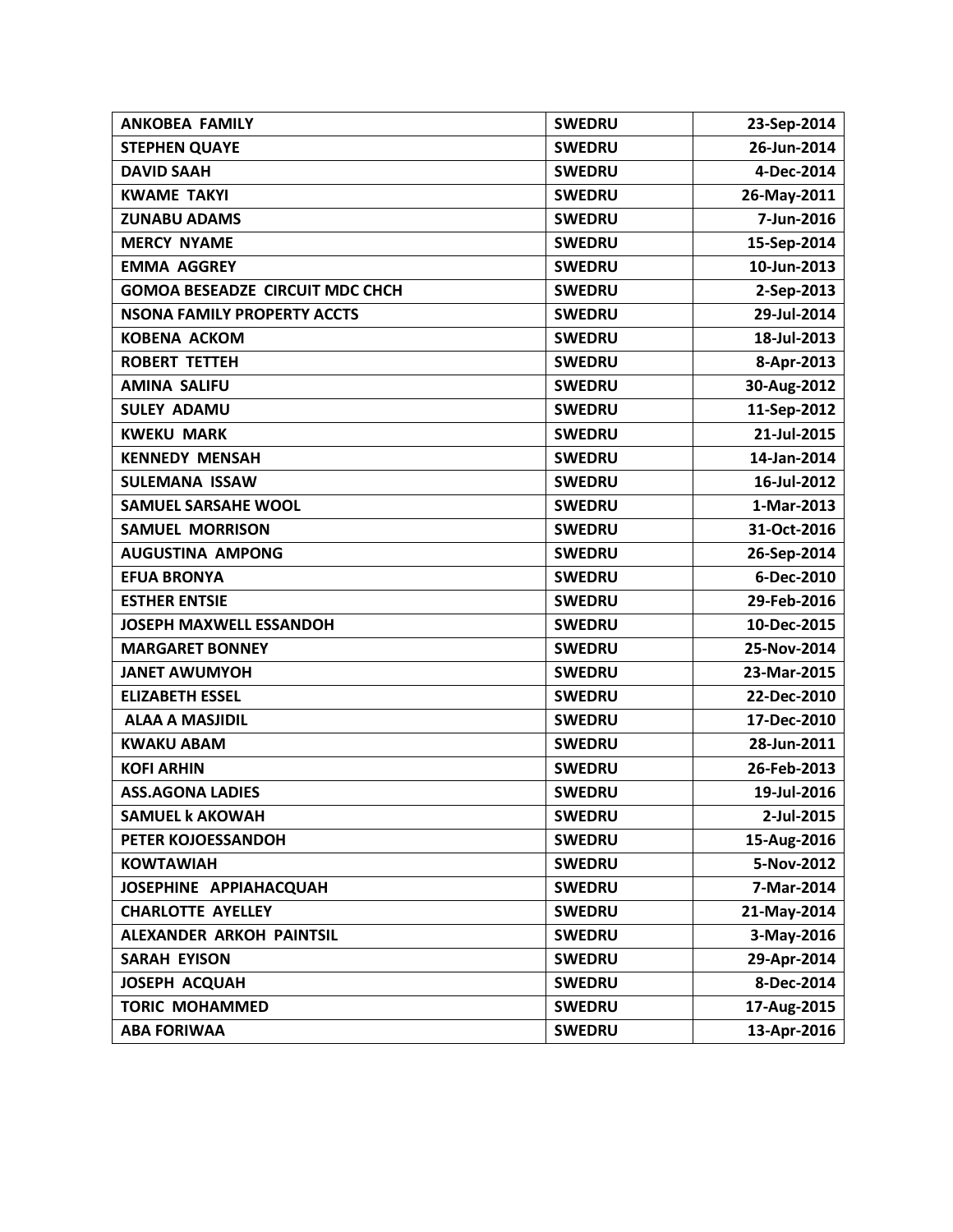| ANKOBEA FAMILY | SWEDRU | 23-Sep-2014 |
|---|---|---|
| STEPHEN QUAYE | SWEDRU | 26-Jun-2014 |
| DAVID SAAH | SWEDRU | 4-Dec-2014 |
| KWAME TAKYI | SWEDRU | 26-May-2011 |
| ZUNABU ADAMS | SWEDRU | 7-Jun-2016 |
| MERCY NYAME | SWEDRU | 15-Sep-2014 |
| EMMA AGGREY | SWEDRU | 10-Jun-2013 |
| GOMOA BESEADZE CIRCUIT MDC CHCH | SWEDRU | 2-Sep-2013 |
| NSONA FAMILY PROPERTY ACCTS | SWEDRU | 29-Jul-2014 |
| KOBENA ACKOM | SWEDRU | 18-Jul-2013 |
| ROBERT TETTEH | SWEDRU | 8-Apr-2013 |
| AMINA SALIFU | SWEDRU | 30-Aug-2012 |
| SULEY ADAMU | SWEDRU | 11-Sep-2012 |
| KWEKU MARK | SWEDRU | 21-Jul-2015 |
| KENNEDY MENSAH | SWEDRU | 14-Jan-2014 |
| SULEMANA ISSAW | SWEDRU | 16-Jul-2012 |
| SAMUEL SARSAHE WOOL | SWEDRU | 1-Mar-2013 |
| SAMUEL MORRISON | SWEDRU | 31-Oct-2016 |
| AUGUSTINA AMPONG | SWEDRU | 26-Sep-2014 |
| EFUA BRONYA | SWEDRU | 6-Dec-2010 |
| ESTHER ENTSIE | SWEDRU | 29-Feb-2016 |
| JOSEPH MAXWELL ESSANDOH | SWEDRU | 10-Dec-2015 |
| MARGARET BONNEY | SWEDRU | 25-Nov-2014 |
| JANET AWUMYOH | SWEDRU | 23-Mar-2015 |
| ELIZABETH ESSEL | SWEDRU | 22-Dec-2010 |
| ALAA A MASJIDIL | SWEDRU | 17-Dec-2010 |
| KWAKU ABAM | SWEDRU | 28-Jun-2011 |
| KOFI ARHIN | SWEDRU | 26-Feb-2013 |
| ASS.AGONA LADIES | SWEDRU | 19-Jul-2016 |
| SAMUEL k AKOWAH | SWEDRU | 2-Jul-2015 |
| PETER KOJOESSANDOH | SWEDRU | 15-Aug-2016 |
| KOWTAWIAH | SWEDRU | 5-Nov-2012 |
| JOSEPHINE APPIAHACQUAH | SWEDRU | 7-Mar-2014 |
| CHARLOTTE AYELLEY | SWEDRU | 21-May-2014 |
| ALEXANDER ARKOH PAINTSIL | SWEDRU | 3-May-2016 |
| SARAH EYISON | SWEDRU | 29-Apr-2014 |
| JOSEPH ACQUAH | SWEDRU | 8-Dec-2014 |
| TORIC MOHAMMED | SWEDRU | 17-Aug-2015 |
| ABA FORIWAA | SWEDRU | 13-Apr-2016 |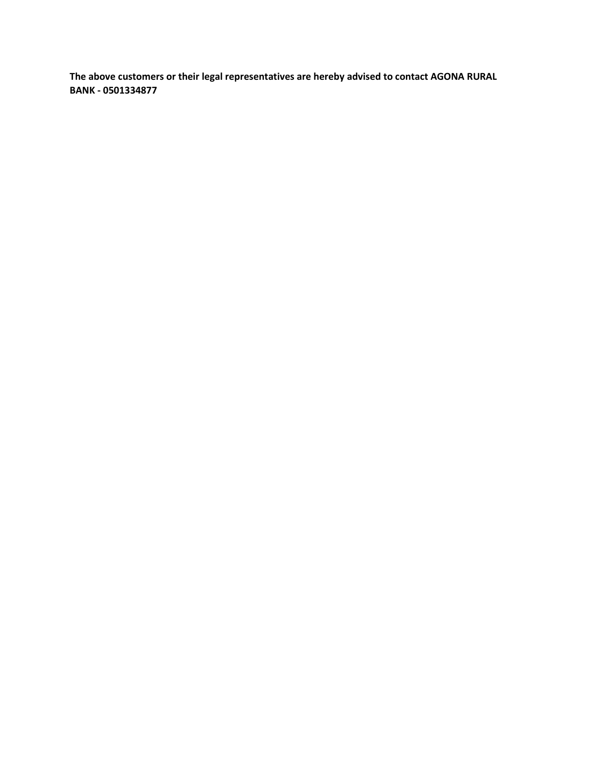**The above customers or their legal representatives are hereby advised to contact AGONA RURAL BANK - 0501334877**